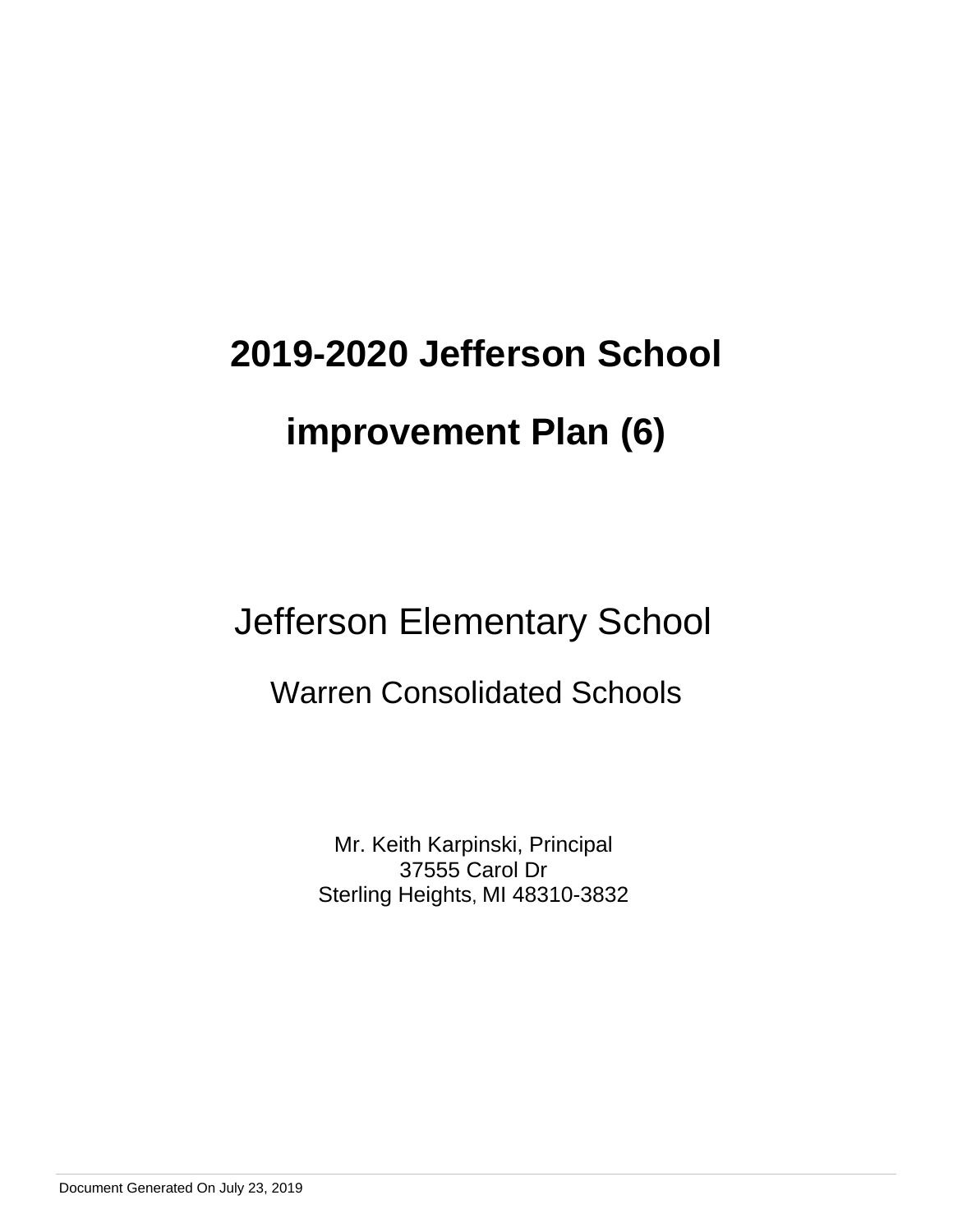# 2019-2020 Jefferson School improvement Plan (6)

## Jefferson Elementary School

### Warren Consolidated Schools

Mr. Keith Karpinski, Principal
37555 Carol Dr
Sterling Heights, MI 48310-3832

Document Generated On July 23, 2019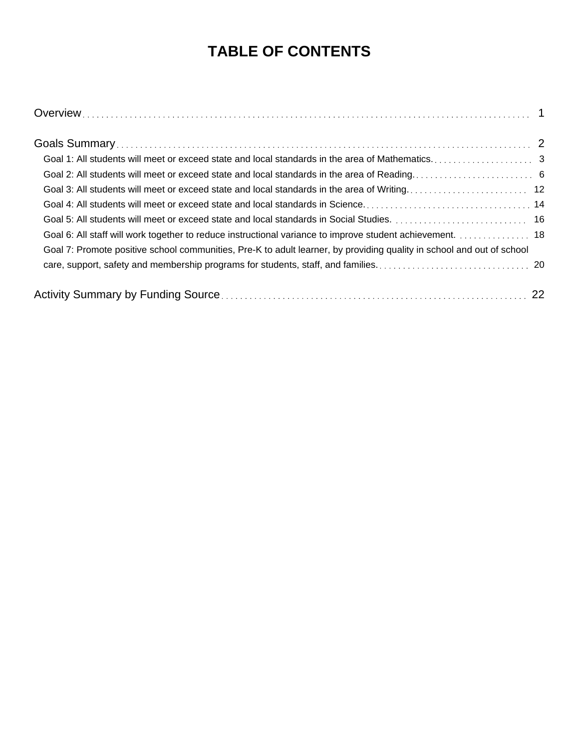# TABLE OF CONTENTS

Overview . . . . . . . . . . . . . . . . . . . . . . . . . . . . . . . . . . . . . . . . . . . . . . . . . 1

Goals Summary . . . . . . . . . . . . . . . . . . . . . . . . . . . . . . . . . . . . . . . . . . . . . . 2

- Goal 1: All students will meet or exceed state and local standards in the area of Mathematics. . . . . . . . . 3
- Goal 2: All students will meet or exceed state and local standards in the area of Reading. . . . . . . . . . 6
- Goal 3: All students will meet or exceed state and local standards in the area of Writing. . . . . . . . . . 12
- Goal 4: All students will meet or exceed state and local standards in Science. . . . . . . . . . . . . 14
- Goal 5: All students will meet or exceed state and local standards in Social Studies. . . . . . . . . . . 16
- Goal 6: All staff will work together to reduce instructional variance to improve student achievement. . . . . 18
- Goal 7: Promote positive school communities, Pre-K to adult learner, by providing quality in school and out of school care, support, safety and membership programs for students, staff, and families. . . . . . . . . . . 20

Activity Summary by Funding Source . . . . . . . . . . . . . . . . . . . . . . . . . . . . . . . . 22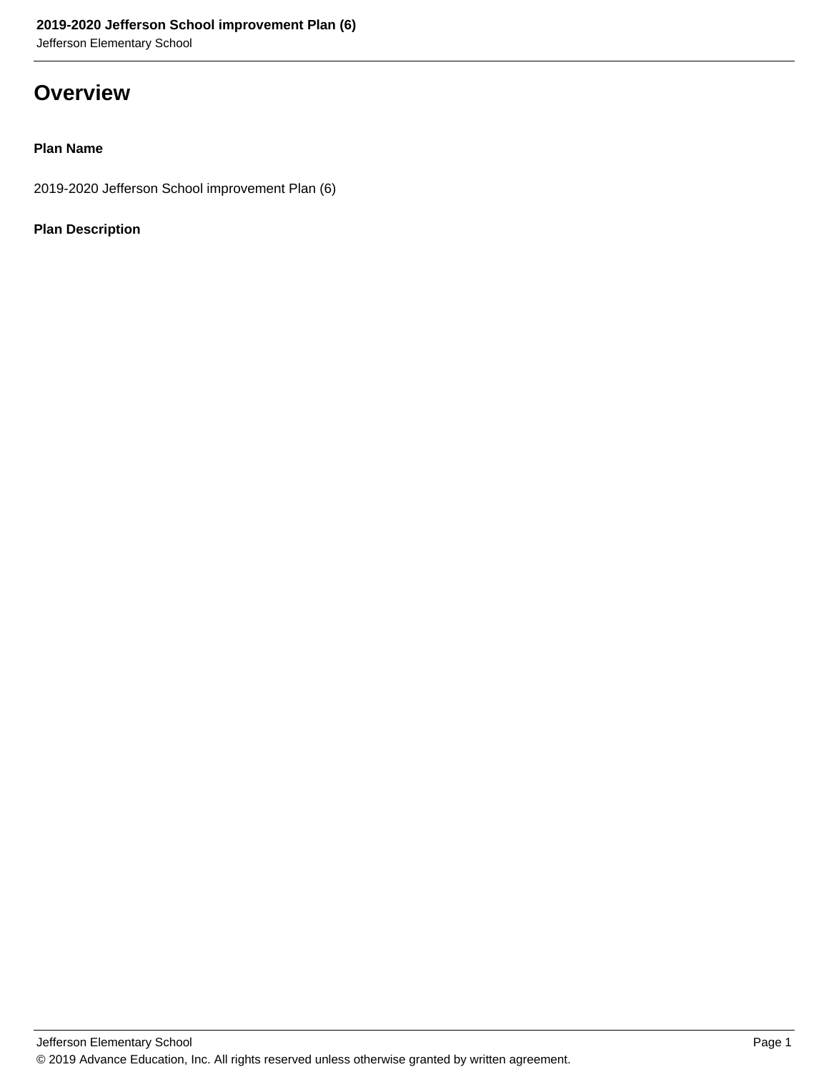# Overview

**Plan Name**

2019-2020 Jefferson School improvement Plan (6)

**Plan Description**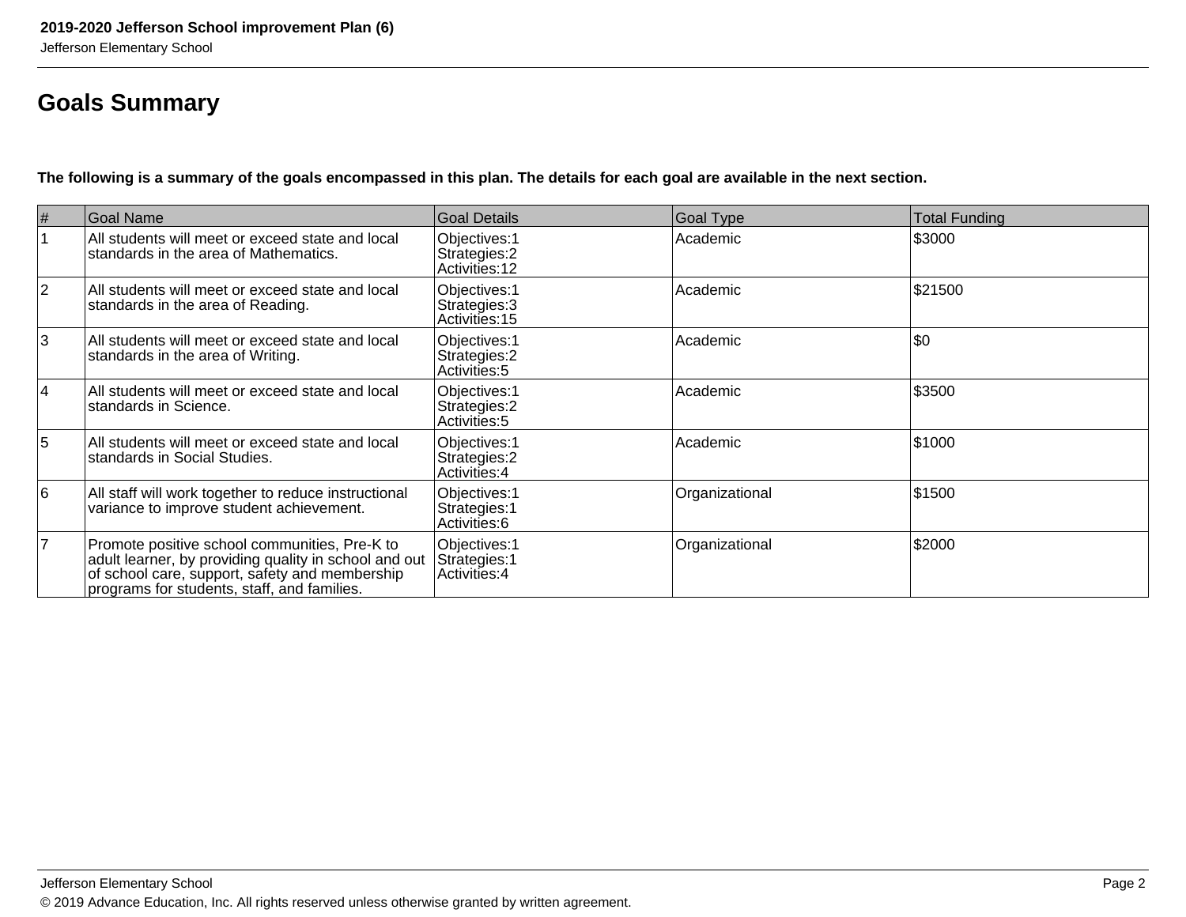## Goals Summary

**The following is a summary of the goals encompassed in this plan. The details for each goal are available in the next section.**

| # | Goal Name | Goal Details | Goal Type | Total Funding |
|---|---|---|---|---|
| 1 | All students will meet or exceed state and local standards in the area of Mathematics. | Objectives:1<br>Strategies:2<br>Activities:12 | Academic | $3000 |
| 2 | All students will meet or exceed state and local standards in the area of Reading. | Objectives:1<br>Strategies:3<br>Activities:15 | Academic | $21500 |
| 3 | All students will meet or exceed state and local standards in the area of Writing. | Objectives:1<br>Strategies:2<br>Activities:5 | Academic | $0 |
| 4 | All students will meet or exceed state and local standards in Science. | Objectives:1<br>Strategies:2<br>Activities:5 | Academic | $3500 |
| 5 | All students will meet or exceed state and local standards in Social Studies. | Objectives:1<br>Strategies:2<br>Activities:4 | Academic | $1000 |
| 6 | All staff will work together to reduce instructional variance to improve student achievement. | Objectives:1<br>Strategies:1<br>Activities:6 | Organizational | $1500 |
| 7 | Promote positive school communities, Pre-K to adult learner, by providing quality in school and out of school care, support, safety and membership programs for students, staff, and families. | Objectives:1<br>Strategies:1<br>Activities:4 | Organizational | $2000 |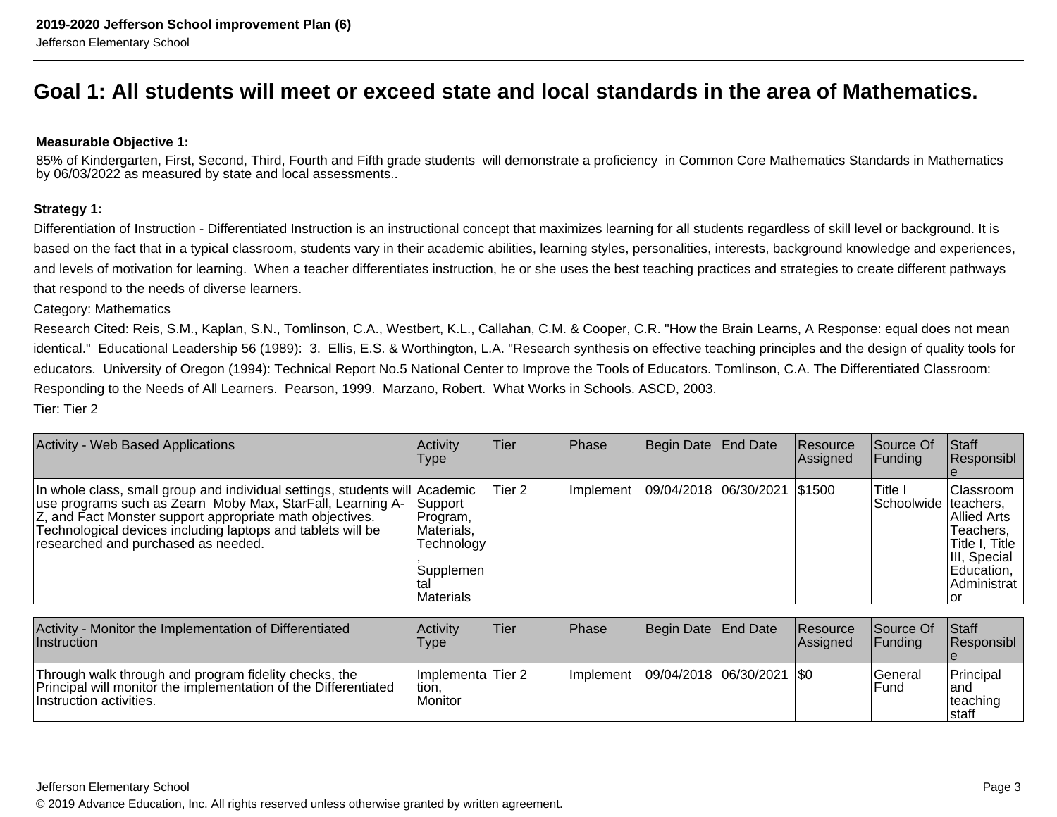# Goal 1: All students will meet or exceed state and local standards in the area of Mathematics.

**Measurable Objective 1:**

85% of Kindergarten, First, Second, Third, Fourth and Fifth grade students will demonstrate a proficiency in Common Core Mathematics Standards in Mathematics by 06/03/2022 as measured by state and local assessments..

**Strategy 1:**

Differentiation of Instruction - Differentiated Instruction is an instructional concept that maximizes learning for all students regardless of skill level or background. It is based on the fact that in a typical classroom, students vary in their academic abilities, learning styles, personalities, interests, background knowledge and experiences, and levels of motivation for learning. When a teacher differentiates instruction, he or she uses the best teaching practices and strategies to create different pathways that respond to the needs of diverse learners.

Category: Mathematics

Research Cited: Reis, S.M., Kaplan, S.N., Tomlinson, C.A., Westbert, K.L., Callahan, C.M. & Cooper, C.R. "How the Brain Learns, A Response: equal does not mean identical." Educational Leadership 56 (1989): 3. Ellis, E.S. & Worthington, L.A. "Research synthesis on effective teaching principles and the design of quality tools for educators. University of Oregon (1994): Technical Report No.5 National Center to Improve the Tools of Educators. Tomlinson, C.A. The Differentiated Classroom: Responding to the Needs of All Learners. Pearson, 1999. Marzano, Robert. What Works in Schools. ASCD, 2003.

Tier: Tier 2

| Activity - Web Based Applications | Activity Type | Tier | Phase | Begin Date | End Date | Resource Assigned | Source Of Funding | Staff Responsible |
|---|---|---|---|---|---|---|---|---|
| In whole class, small group and individual settings, students will use programs such as Zearn Moby Max, StarFall, Learning A-Z, and Fact Monster support appropriate math objectives. Technological devices including laptops and tablets will be researched and purchased as needed. | Academic Support Program, Materials, Technology, Supplemental Materials | Tier 2 | Implement | 09/04/2018 | 06/30/2021 | $1500 | Title I Schoolwide | Classroom teachers, Allied Arts Teachers, Title I, Title III, Special Education, Administrator |

| Activity - Monitor the Implementation of Differentiated Instruction | Activity Type | Tier | Phase | Begin Date | End Date | Resource Assigned | Source Of Funding | Staff Responsible |
|---|---|---|---|---|---|---|---|---|
| Through walk through and program fidelity checks, the Principal will monitor the implementation of the Differentiated Instruction activities. | Implementation, Monitor | Tier 2 | Implement | 09/04/2018 | 06/30/2021 | $0 | General Fund | Principal and teaching staff |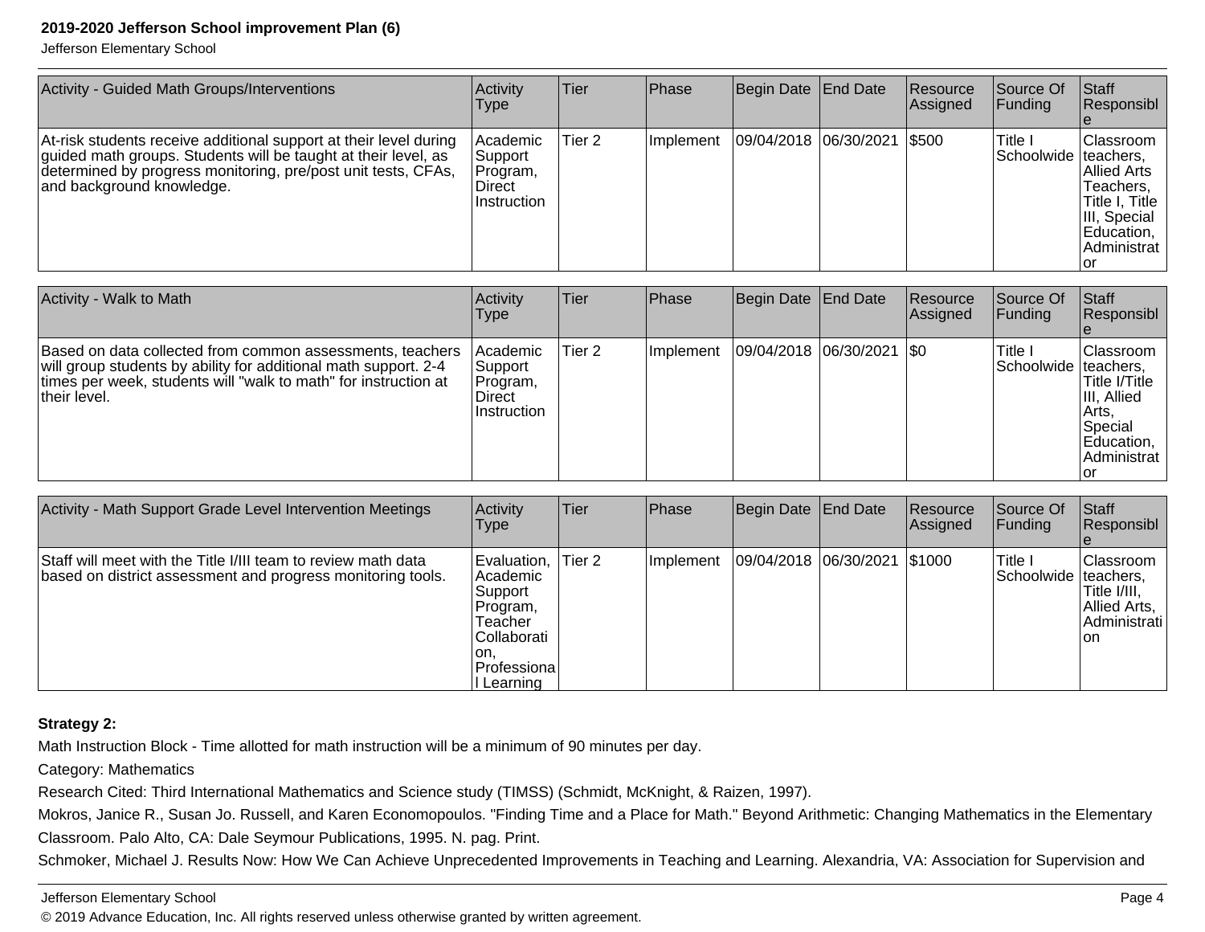| Activity - Guided Math Groups/Interventions | Activity Type | Tier | Phase | Begin Date | End Date | Resource Assigned | Source Of Funding | Staff Responsible |
| --- | --- | --- | --- | --- | --- | --- | --- | --- |
| At-risk students receive additional support at their level during guided math groups. Students will be taught at their level, as determined by progress monitoring, pre/post unit tests, CFAs, and background knowledge. | Academic Support Program, Direct Instruction | Tier 2 | Implement | 09/04/2018 | 06/30/2021 | $500 | Title I Schoolwide | Classroom teachers, Allied Arts Teachers, Title I, Title III, Special Education, Administrator |

| Activity - Walk to Math | Activity Type | Tier | Phase | Begin Date | End Date | Resource Assigned | Source Of Funding | Staff Responsible |
| --- | --- | --- | --- | --- | --- | --- | --- | --- |
| Based on data collected from common assessments, teachers will group students by ability for additional math support. 2-4 times per week, students will "walk to math" for instruction at their level. | Academic Support Program, Direct Instruction | Tier 2 | Implement | 09/04/2018 | 06/30/2021 | $0 | Title I Schoolwide | Classroom teachers, Title I/Title III, Allied Arts, Special Education, Administrator |

| Activity - Math Support Grade Level Intervention Meetings | Activity Type | Tier | Phase | Begin Date | End Date | Resource Assigned | Source Of Funding | Staff Responsible |
| --- | --- | --- | --- | --- | --- | --- | --- | --- |
| Staff will meet with the Title I/III team to review math data based on district assessment and progress monitoring tools. | Evaluation, Academic Support Program, Teacher Collaboration, Professional Learning | Tier 2 | Implement | 09/04/2018 | 06/30/2021 | $1000 | Title I Schoolwide | Classroom teachers, Title I/III, Allied Arts, Administration |

**Strategy 2:**

Math Instruction Block - Time allotted for math instruction will be a minimum of 90 minutes per day.

Category: Mathematics

Research Cited: Third International Mathematics and Science study (TIMSS) (Schmidt, McKnight, & Raizen, 1997).

Mokros, Janice R., Susan Jo. Russell, and Karen Economopoulos. "Finding Time and a Place for Math." Beyond Arithmetic: Changing Mathematics in the Elementary Classroom. Palo Alto, CA: Dale Seymour Publications, 1995. N. pag. Print.

Schmoker, Michael J. Results Now: How We Can Achieve Unprecedented Improvements in Teaching and Learning. Alexandria, VA: Association for Supervision and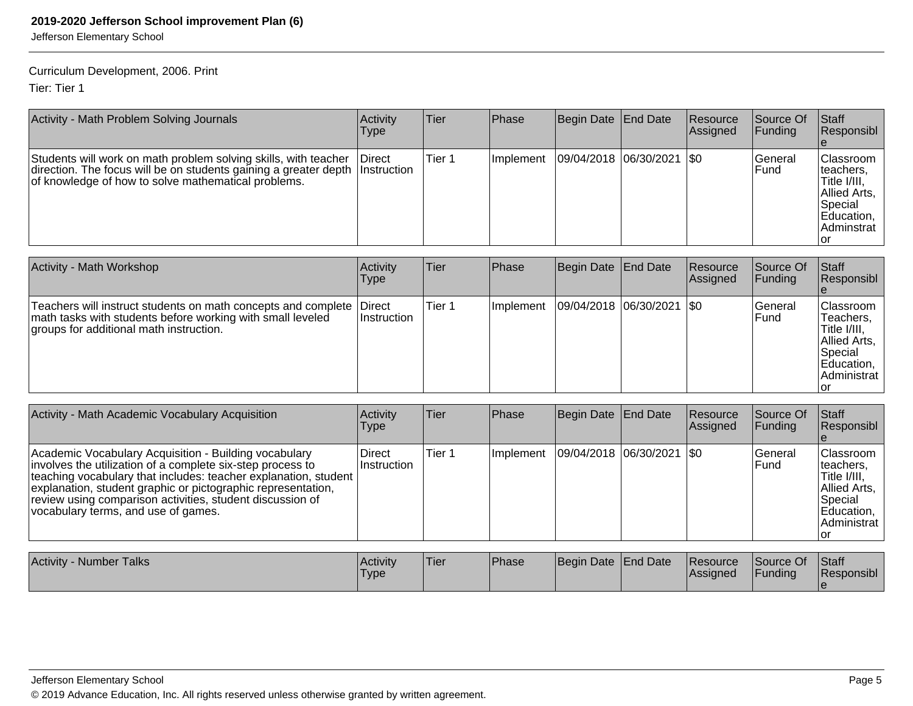Curriculum Development, 2006. Print

Tier: Tier 1

| Activity - Math Problem Solving Journals | Activity Type | Tier | Phase | Begin Date | End Date | Resource Assigned | Source Of Funding | Staff Responsible |
|---|---|---|---|---|---|---|---|---|
| Students will work on math problem solving skills, with teacher direction. The focus will be on students gaining a greater depth of knowledge of how to solve mathematical problems. | Direct Instruction | Tier 1 | Implement | 09/04/2018 | 06/30/2021 | $0 | General Fund | Classroom teachers, Title I/III, Allied Arts, Special Education, Adminstrator |

| Activity - Math Workshop | Activity Type | Tier | Phase | Begin Date | End Date | Resource Assigned | Source Of Funding | Staff Responsible |
|---|---|---|---|---|---|---|---|---|
| Teachers will instruct students on math concepts and complete math tasks with students before working with small leveled groups for additional math instruction. | Direct Instruction | Tier 1 | Implement | 09/04/2018 | 06/30/2021 | $0 | General Fund | Classroom Teachers, Title I/III, Allied Arts, Special Education, Administrator |

| Activity - Math Academic Vocabulary Acquisition | Activity Type | Tier | Phase | Begin Date | End Date | Resource Assigned | Source Of Funding | Staff Responsible |
|---|---|---|---|---|---|---|---|---|
| Academic Vocabulary Acquisition - Building vocabulary involves the utilization of a complete six-step process to teaching vocabulary that includes: teacher explanation, student explanation, student graphic or pictographic representation, review using comparison activities, student discussion of vocabulary terms, and use of games. | Direct Instruction | Tier 1 | Implement | 09/04/2018 | 06/30/2021 | $0 | General Fund | Classroom teachers, Title I/III, Allied Arts, Special Education, Administrator |

| Activity - Number Talks | Activity Type | Tier | Phase | Begin Date | End Date | Resource Assigned | Source Of Funding | Staff Responsible |
|---|---|---|---|---|---|---|---|---|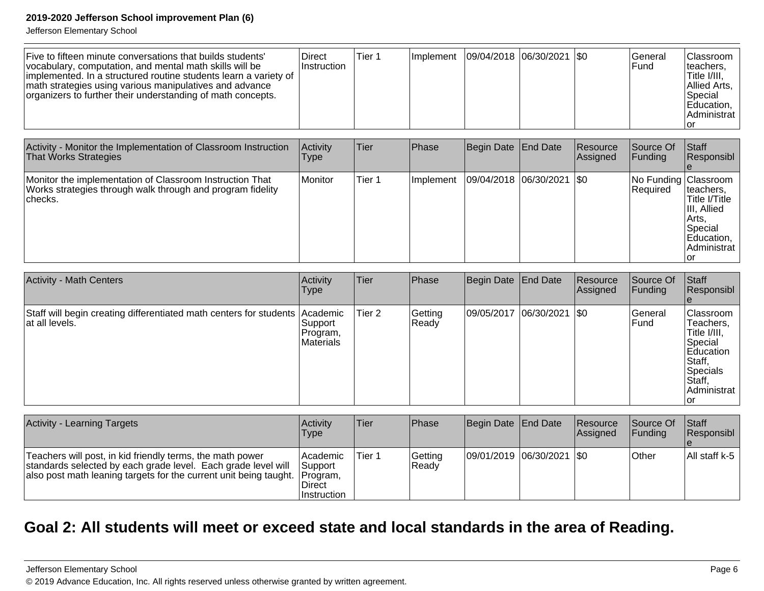| | | | | | | | | |
|---|---|---|---|---|---|---|---|---|
| Five to fifteen minute conversations that builds students' vocabulary, computation, and mental math skills will be implemented. In a structured routine students learn a variety of math strategies using various manipulatives and advance organizers to further their understanding of math concepts. | Direct Instruction | Tier 1 | Implement | 09/04/2018 | 06/30/2021 | $0 | General Fund | Classroom teachers, Title I/III, Allied Arts, Special Education, Administrator |

| Activity - Monitor the Implementation of Classroom Instruction That Works Strategies | Activity Type | Tier | Phase | Begin Date | End Date | Resource Assigned | Source Of Funding | Staff Responsible |
|---|---|---|---|---|---|---|---|---|
| Monitor the implementation of Classroom Instruction That Works strategies through walk through and program fidelity checks. | Monitor | Tier 1 | Implement | 09/04/2018 | 06/30/2021 | $0 | No Funding Required | Classroom teachers, Title I/Title III, Allied Arts, Special Education, Administrator |

| Activity - Math Centers | Activity Type | Tier | Phase | Begin Date | End Date | Resource Assigned | Source Of Funding | Staff Responsible |
|---|---|---|---|---|---|---|---|---|
| Staff will begin creating differentiated math centers for students at all levels. | Academic Support Program, Materials | Tier 2 | Getting Ready | 09/05/2017 | 06/30/2021 | $0 | General Fund | Classroom Teachers, Title I/III, Special Education Staff, Specials Staff, Administrator |

| Activity - Learning Targets | Activity Type | Tier | Phase | Begin Date | End Date | Resource Assigned | Source Of Funding | Staff Responsible |
|---|---|---|---|---|---|---|---|---|
| Teachers will post, in kid friendly terms, the math power standards selected by each grade level. Each grade level will also post math leaning targets for the current unit being taught. | Academic Support Program, Direct Instruction | Tier 1 | Getting Ready | 09/01/2019 | 06/30/2021 | $0 | Other | All staff k-5 |

## Goal 2: All students will meet or exceed state and local standards in the area of Reading.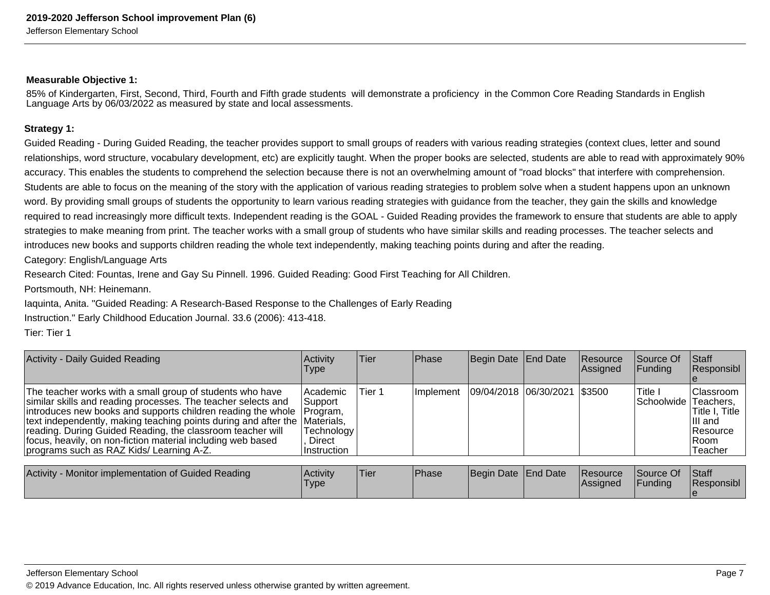**Measurable Objective 1:**

85% of Kindergarten, First, Second, Third, Fourth and Fifth grade students will demonstrate a proficiency in the Common Core Reading Standards in English Language Arts by 06/03/2022 as measured by state and local assessments.

**Strategy 1:**

Guided Reading - During Guided Reading, the teacher provides support to small groups of readers with various reading strategies (context clues, letter and sound relationships, word structure, vocabulary development, etc) are explicitly taught. When the proper books are selected, students are able to read with approximately 90% accuracy. This enables the students to comprehend the selection because there is not an overwhelming amount of "road blocks" that interfere with comprehension. Students are able to focus on the meaning of the story with the application of various reading strategies to problem solve when a student happens upon an unknown word. By providing small groups of students the opportunity to learn various reading strategies with guidance from the teacher, they gain the skills and knowledge required to read increasingly more difficult texts. Independent reading is the GOAL - Guided Reading provides the framework to ensure that students are able to apply strategies to make meaning from print. The teacher works with a small group of students who have similar skills and reading processes. The teacher selects and introduces new books and supports children reading the whole text independently, making teaching points during and after the reading.

Category: English/Language Arts

Research Cited: Fountas, Irene and Gay Su Pinnell. 1996. Guided Reading: Good First Teaching for All Children.

Portsmouth, NH: Heinemann.

Iaquinta, Anita. "Guided Reading: A Research-Based Response to the Challenges of Early Reading

Instruction." Early Childhood Education Journal. 33.6 (2006): 413-418.

Tier: Tier 1

| Activity - Daily Guided Reading | Activity Type | Tier | Phase | Begin Date | End Date | Resource Assigned | Source Of Funding | Staff Responsible |
|---|---|---|---|---|---|---|---|---|
| The teacher works with a small group of students who have similar skills and reading processes. The teacher selects and introduces new books and supports children reading the whole text independently, making teaching points during and after the reading. During Guided Reading, the classroom teacher will focus, heavily, on non-fiction material including web based programs such as RAZ Kids/ Learning A-Z. | Academic Support Program, Materials, Technology, Direct Instruction | Tier 1 | Implement | 09/04/2018 | 06/30/2021 | $3500 | Title I Schoolwide | Classroom Teachers, Title I, Title III and Resource Room Teacher |

| Activity - Monitor implementation of Guided Reading | Activity Type | Tier | Phase | Begin Date | End Date | Resource Assigned | Source Of Funding | Staff Responsible |
|---|---|---|---|---|---|---|---|---|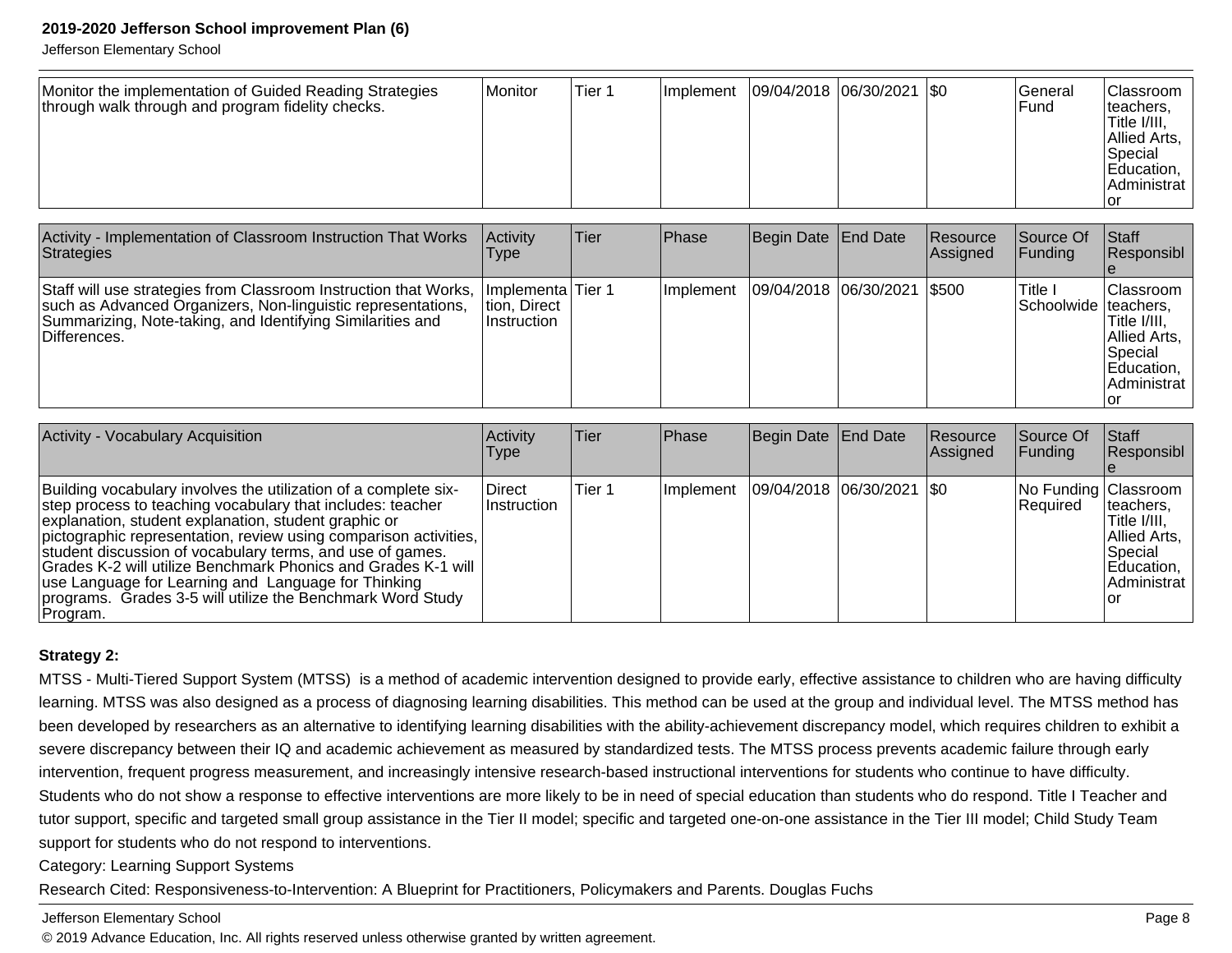| Monitor the implementation of Guided Reading Strategies through walk through and program fidelity checks. | Monitor | Tier 1 | Implement | 09/04/2018 | 06/30/2021 | $0 | General Fund | Classroom teachers, Title I/III, Allied Arts, Special Education, Administrator |
|---|---|---|---|---|---|---|---|---|

| Activity - Implementation of Classroom Instruction That Works Strategies | Activity Type | Tier | Phase | Begin Date | End Date | Resource Assigned | Source Of Funding | Staff Responsible |
|---|---|---|---|---|---|---|---|---|
| Staff will use strategies from Classroom Instruction that Works, such as Advanced Organizers, Non-linguistic representations, Summarizing, Note-taking, and Identifying Similarities and Differences. | Implementation, Direct Instruction | Tier 1 | Implement | 09/04/2018 | 06/30/2021 | $500 | Title I Schoolwide | Classroom teachers, Title I/III, Allied Arts, Special Education, Administrator |

| Activity - Vocabulary Acquisition | Activity Type | Tier | Phase | Begin Date | End Date | Resource Assigned | Source Of Funding | Staff Responsible |
|---|---|---|---|---|---|---|---|---|
| Building vocabulary involves the utilization of a complete six-step process to teaching vocabulary that includes: teacher explanation, student explanation, student graphic or pictographic representation, review using comparison activities, student discussion of vocabulary terms, and use of games. Grades K-2 will utilize Benchmark Phonics and Grades K-1 will use Language for Learning and Language for Thinking programs. Grades 3-5 will utilize the Benchmark Word Study Program. | Direct Instruction | Tier 1 | Implement | 09/04/2018 | 06/30/2021 | $0 | No Funding Required | Classroom teachers, Title I/III, Allied Arts, Special Education, Administrator |

**Strategy 2:**

MTSS - Multi-Tiered Support System (MTSS) is a method of academic intervention designed to provide early, effective assistance to children who are having difficulty learning. MTSS was also designed as a process of diagnosing learning disabilities. This method can be used at the group and individual level. The MTSS method has been developed by researchers as an alternative to identifying learning disabilities with the ability-achievement discrepancy model, which requires children to exhibit a severe discrepancy between their IQ and academic achievement as measured by standardized tests. The MTSS process prevents academic failure through early intervention, frequent progress measurement, and increasingly intensive research-based instructional interventions for students who continue to have difficulty. Students who do not show a response to effective interventions are more likely to be in need of special education than students who do respond. Title I Teacher and tutor support, specific and targeted small group assistance in the Tier II model; specific and targeted one-on-one assistance in the Tier III model; Child Study Team support for students who do not respond to interventions.

Category: Learning Support Systems

Research Cited: Responsiveness-to-Intervention: A Blueprint for Practitioners, Policymakers and Parents. Douglas Fuchs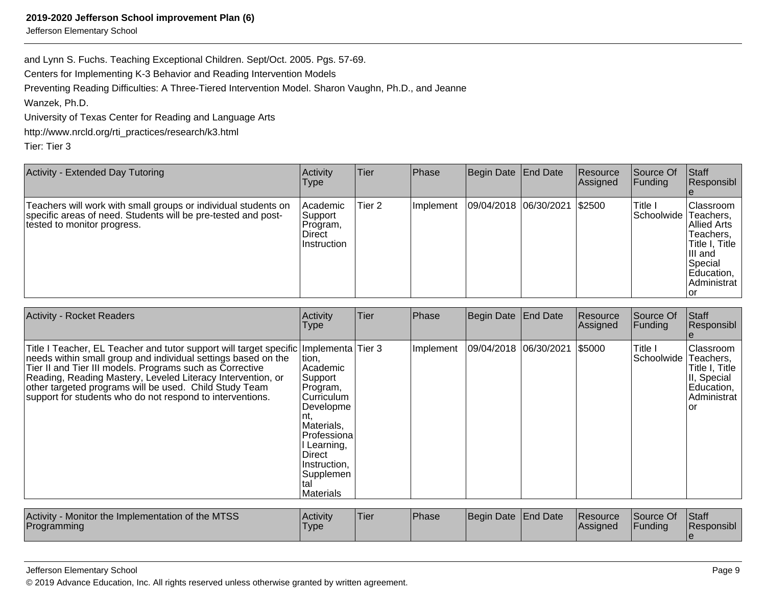and Lynn S. Fuchs. Teaching Exceptional Children. Sept/Oct. 2005. Pgs. 57-69.

Centers for Implementing K-3 Behavior and Reading Intervention Models

Preventing Reading Difficulties: A Three-Tiered Intervention Model. Sharon Vaughn, Ph.D., and Jeanne Wanzek, Ph.D.

University of Texas Center for Reading and Language Arts

http://www.nrcld.org/rti_practices/research/k3.html

Tier: Tier 3

| Activity - Extended Day Tutoring | Activity Type | Tier | Phase | Begin Date | End Date | Resource Assigned | Source Of Funding | Staff Responsible |
|---|---|---|---|---|---|---|---|---|
| Teachers will work with small groups or individual students on specific areas of need. Students will be pre-tested and post-tested to monitor progress. | Academic Support Program, Direct Instruction | Tier 2 | Implement | 09/04/2018 | 06/30/2021 | $2500 | Title I Schoolwide | Classroom Teachers, Allied Arts Teachers, Title I, Title III and Special Education, Administrator |

| Activity - Rocket Readers | Activity Type | Tier | Phase | Begin Date | End Date | Resource Assigned | Source Of Funding | Staff Responsible |
|---|---|---|---|---|---|---|---|---|
| Title I Teacher, EL Teacher and tutor support will target specific needs within small group and individual settings based on the Tier II and Tier III models. Programs such as Corrective Reading, Reading Mastery, Leveled Literacy Intervention, or other targeted programs will be used. Child Study Team support for students who do not respond to interventions. | Implementation, Academic Support Program, Curriculum Development, Materials, Professional Learning, Direct Instruction, Supplemental Materials | Tier 3 | Implement | 09/04/2018 | 06/30/2021 | $5000 | Title I Schoolwide | Classroom Teachers, Title I, Title II, Special Education, Administrator |

| Activity - Monitor the Implementation of the MTSS Programming | Activity Type | Tier | Phase | Begin Date | End Date | Resource Assigned | Source Of Funding | Staff Responsible |
|---|---|---|---|---|---|---|---|---|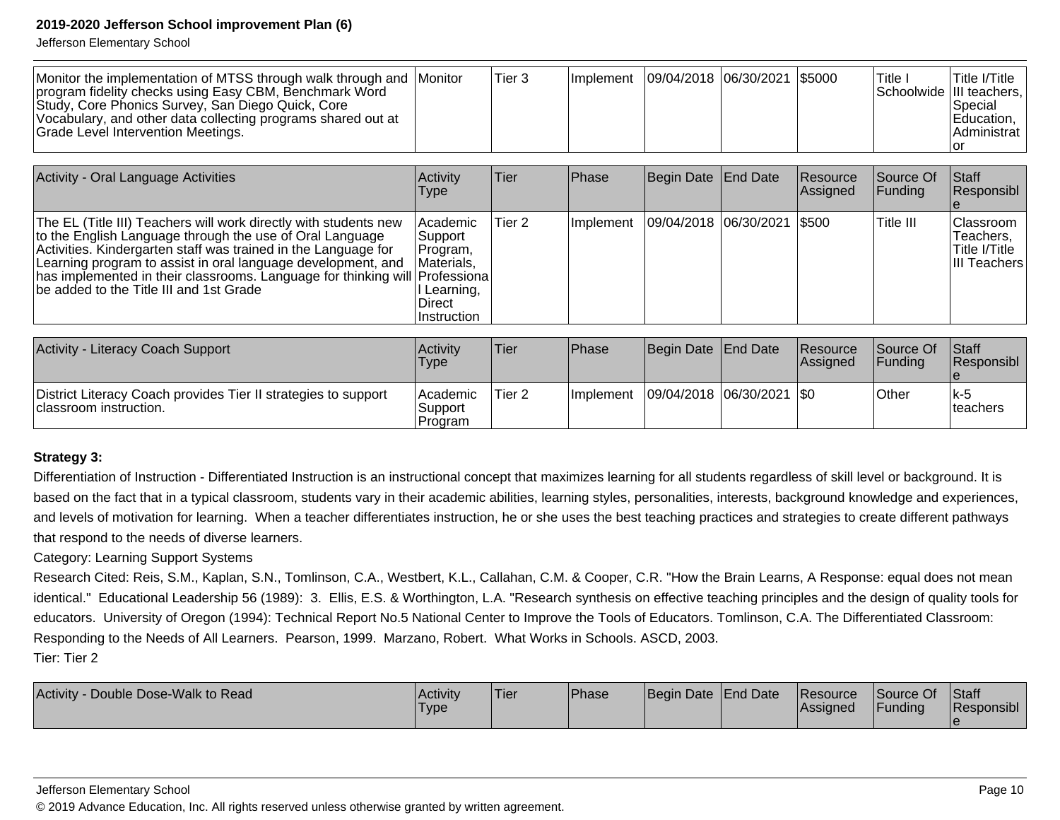| Monitor the implementation of MTSS through walk through and program fidelity checks using Easy CBM, Benchmark Word Study, Core Phonics Survey, San Diego Quick, Core Vocabulary, and other data collecting programs shared out at Grade Level Intervention Meetings. | Monitor | Tier 3 | Implement | 09/04/2018 | 06/30/2021 | $5000 | Title I Schoolwide | Title I/Title III teachers, Special Education, Administrator |
|---|---|---|---|---|---|---|---|---|

| Activity - Oral Language Activities | Activity Type | Tier | Phase | Begin Date | End Date | Resource Assigned | Source Of Funding | Staff Responsible |
|---|---|---|---|---|---|---|---|---|
| The EL (Title III) Teachers will work directly with students new to the English Language through the use of Oral Language Activities. Kindergarten staff was trained in the Language for Learning program to assist in oral language development, and has implemented in their classrooms. Language for thinking will be added to the Title III and 1st Grade | Academic Support Program, Materials, Professional Learning, Direct Instruction | Tier 2 | Implement | 09/04/2018 | 06/30/2021 | $500 | Title III | Classroom Teachers, Title I/Title III Teachers |

| Activity - Literacy Coach Support | Activity Type | Tier | Phase | Begin Date | End Date | Resource Assigned | Source Of Funding | Staff Responsible |
|---|---|---|---|---|---|---|---|---|
| District Literacy Coach provides Tier II strategies to support classroom instruction. | Academic Support Program | Tier 2 | Implement | 09/04/2018 | 06/30/2021 | $0 | Other | k-5 teachers |

**Strategy 3:**

Differentiation of Instruction - Differentiated Instruction is an instructional concept that maximizes learning for all students regardless of skill level or background. It is based on the fact that in a typical classroom, students vary in their academic abilities, learning styles, personalities, interests, background knowledge and experiences, and levels of motivation for learning. When a teacher differentiates instruction, he or she uses the best teaching practices and strategies to create different pathways that respond to the needs of diverse learners.

Category: Learning Support Systems

Research Cited: Reis, S.M., Kaplan, S.N., Tomlinson, C.A., Westbert, K.L., Callahan, C.M. & Cooper, C.R. "How the Brain Learns, A Response: equal does not mean identical." Educational Leadership 56 (1989): 3. Ellis, E.S. & Worthington, L.A. "Research synthesis on effective teaching principles and the design of quality tools for educators. University of Oregon (1994): Technical Report No.5 National Center to Improve the Tools of Educators. Tomlinson, C.A. The Differentiated Classroom: Responding to the Needs of All Learners. Pearson, 1999. Marzano, Robert. What Works in Schools. ASCD, 2003.

Tier: Tier 2

| Activity - Double Dose-Walk to Read | Activity Type | Tier | Phase | Begin Date | End Date | Resource Assigned | Source Of Funding | Staff Responsible |
|---|---|---|---|---|---|---|---|---|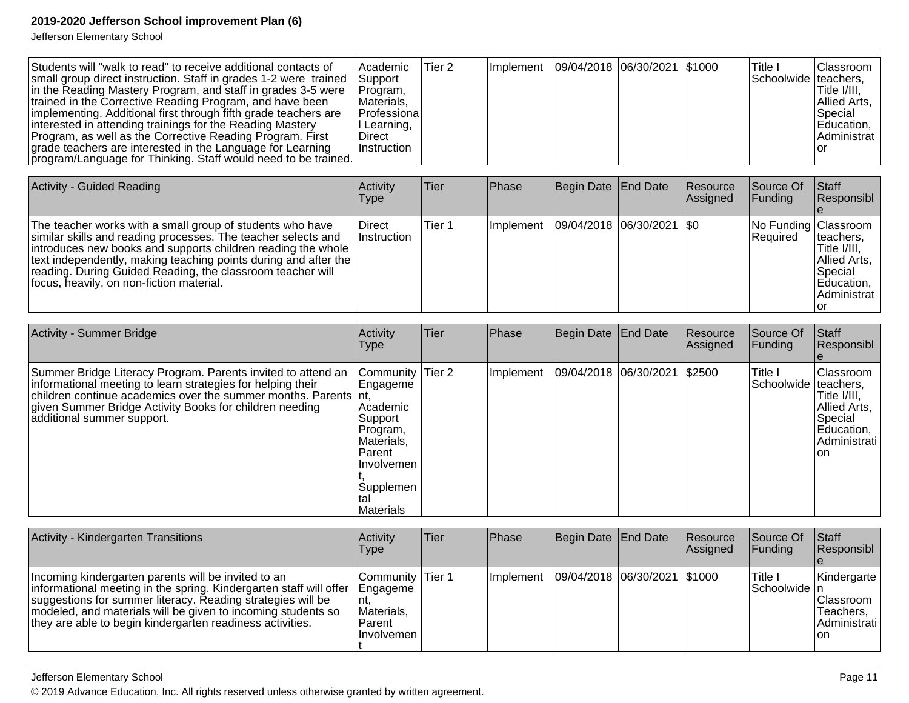| Students will "walk to read" to receive additional contacts of small group direct instruction. Staff in grades 1-2 were trained in the Reading Mastery Program, and staff in grades 3-5 were trained in the Corrective Reading Program, and have been implementing. Additional first through fifth grade teachers are interested in attending trainings for the Reading Mastery Program, as well as the Corrective Reading Program. First grade teachers are interested in the Language for Learning program/Language for Thinking. Staff would need to be trained. | Academic Support Program, Materials, Professional Learning, Direct Instruction | Tier 2 | Implement | 09/04/2018 | 06/30/2021 | $1000 | Title I Schoolwide | Classroom teachers, Title I/III, Allied Arts, Special Education, Administrator |
|---|---|---|---|---|---|---|---|---|

| Activity - Guided Reading | Activity Type | Tier | Phase | Begin Date | End Date | Resource Assigned | Source Of Funding | Staff Responsible |
|---|---|---|---|---|---|---|---|---|
| The teacher works with a small group of students who have similar skills and reading processes. The teacher selects and introduces new books and supports children reading the whole text independently, making teaching points during and after the reading. During Guided Reading, the classroom teacher will focus, heavily, on non-fiction material. | Direct Instruction | Tier 1 | Implement | 09/04/2018 | 06/30/2021 | $0 | No Funding Required | Classroom teachers, Title I/III, Allied Arts, Special Education, Administrator |

| Activity - Summer Bridge | Activity Type | Tier | Phase | Begin Date | End Date | Resource Assigned | Source Of Funding | Staff Responsible |
|---|---|---|---|---|---|---|---|---|
| Summer Bridge Literacy Program. Parents invited to attend an informational meeting to learn strategies for helping their children continue academics over the summer months. Parents given Summer Bridge Activity Books for children needing additional summer support. | Community Engagement, Academic Support Program, Materials, Parent Involvement, Supplemental Materials | Tier 2 | Implement | 09/04/2018 | 06/30/2021 | $2500 | Title I Schoolwide | Classroom teachers, Title I/III, Allied Arts, Special Education, Administration |

| Activity - Kindergarten Transitions | Activity Type | Tier | Phase | Begin Date | End Date | Resource Assigned | Source Of Funding | Staff Responsible |
|---|---|---|---|---|---|---|---|---|
| Incoming kindergarten parents will be invited to an informational meeting in the spring. Kindergarten staff will offer suggestions for summer literacy. Reading strategies will be modeled, and materials will be given to incoming students so they are able to begin kindergarten readiness activities. | Community Engagement, Materials, Parent Involvement | Tier 1 | Implement | 09/04/2018 | 06/30/2021 | $1000 | Title I Schoolwide | Kindergarten Classroom Teachers, Administration |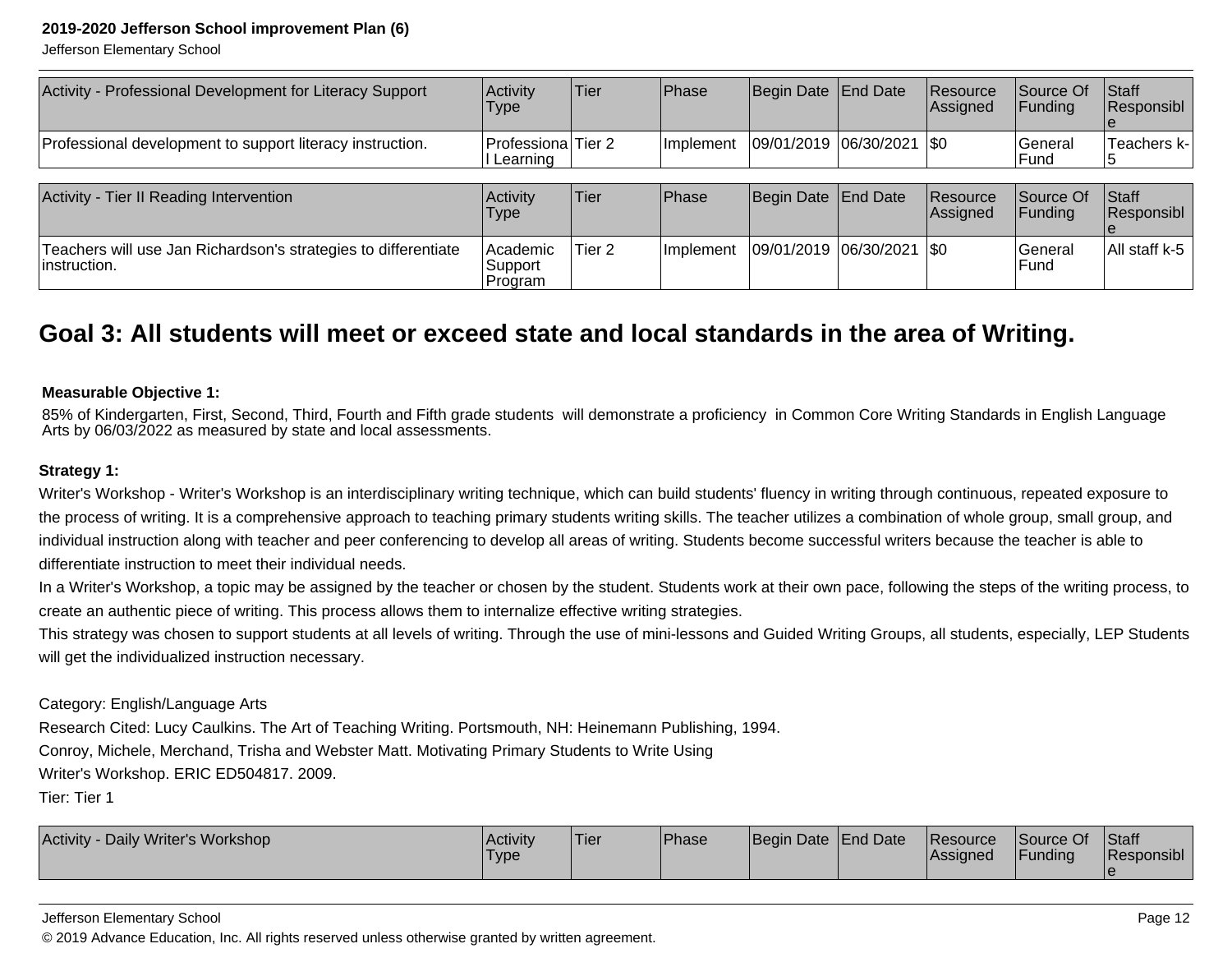| Activity - Professional Development for Literacy Support | Activity Type | Tier | Phase | Begin Date | End Date | Resource Assigned | Source Of Funding | Staff Responsible |
|---|---|---|---|---|---|---|---|---|
| Professional development to support literacy instruction. | Professional Learning | Tier 2 | Implement | 09/01/2019 | 06/30/2021 | $0 | General Fund | Teachers k-5 |

| Activity - Tier II Reading Intervention | Activity Type | Tier | Phase | Begin Date | End Date | Resource Assigned | Source Of Funding | Staff Responsible |
|---|---|---|---|---|---|---|---|---|
| Teachers will use Jan Richardson's strategies to differentiate instruction. | Academic Support Program | Tier 2 | Implement | 09/01/2019 | 06/30/2021 | $0 | General Fund | All staff k-5 |

## Goal 3: All students will meet or exceed state and local standards in the area of Writing.

**Measurable Objective 1:**

85% of Kindergarten, First, Second, Third, Fourth and Fifth grade students will demonstrate a proficiency in Common Core Writing Standards in English Language Arts by 06/03/2022 as measured by state and local assessments.

**Strategy 1:**

Writer's Workshop - Writer's Workshop is an interdisciplinary writing technique, which can build students' fluency in writing through continuous, repeated exposure to the process of writing. It is a comprehensive approach to teaching primary students writing skills. The teacher utilizes a combination of whole group, small group, and individual instruction along with teacher and peer conferencing to develop all areas of writing. Students become successful writers because the teacher is able to differentiate instruction to meet their individual needs.

In a Writer's Workshop, a topic may be assigned by the teacher or chosen by the student. Students work at their own pace, following the steps of the writing process, to create an authentic piece of writing. This process allows them to internalize effective writing strategies.

This strategy was chosen to support students at all levels of writing. Through the use of mini-lessons and Guided Writing Groups, all students, especially, LEP Students will get the individualized instruction necessary.

Category: English/Language Arts

Research Cited: Lucy Caulkins. The Art of Teaching Writing. Portsmouth, NH: Heinemann Publishing, 1994.

Conroy, Michele, Merchand, Trisha and Webster Matt. Motivating Primary Students to Write Using

Writer's Workshop. ERIC ED504817. 2009.

Tier: Tier 1

| Activity - Daily Writer's Workshop | Activity Type | Tier | Phase | Begin Date | End Date | Resource Assigned | Source Of Funding | Staff Responsible |
|---|---|---|---|---|---|---|---|---|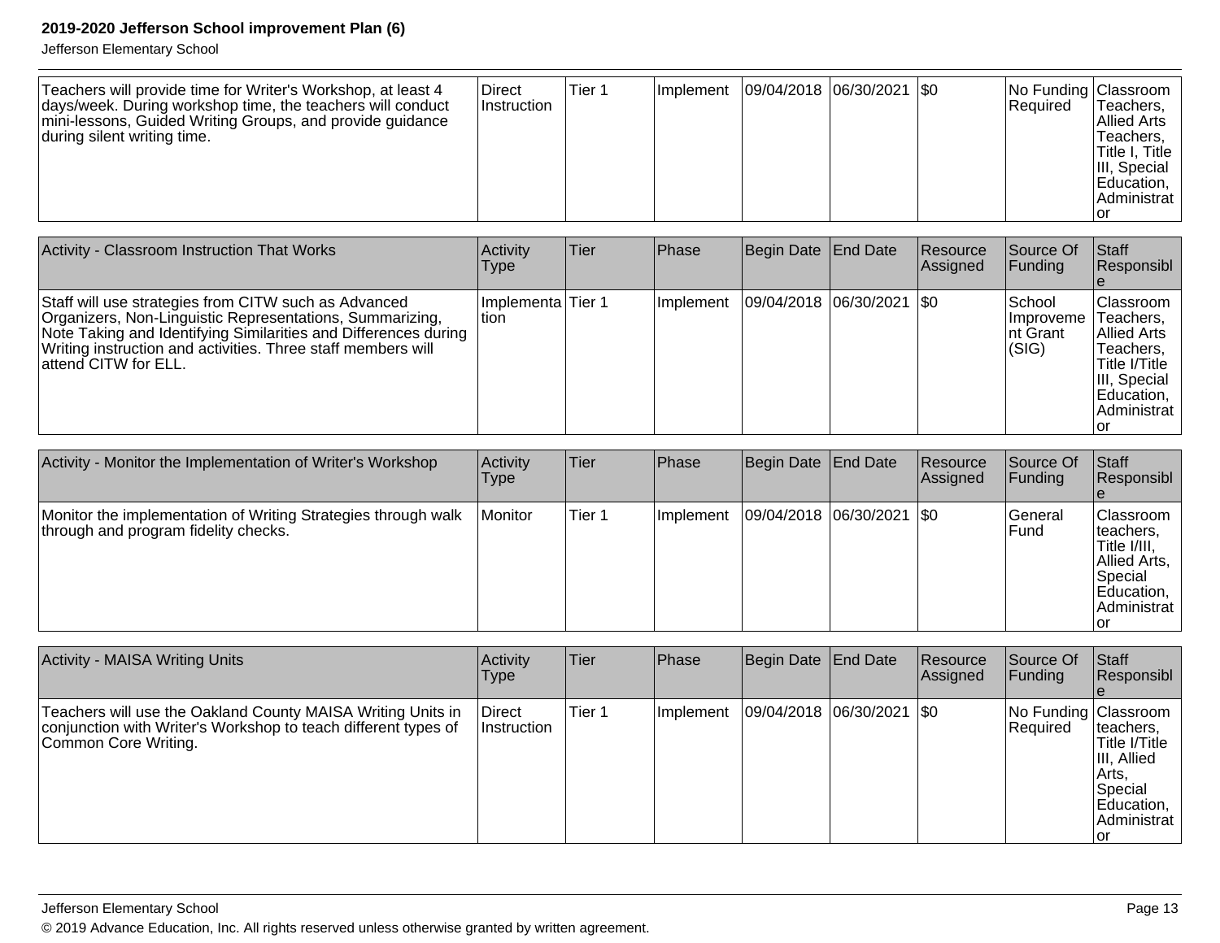| Teachers will provide time for Writer's Workshop, at least 4 days/week. During workshop time, the teachers will conduct mini-lessons, Guided Writing Groups, and provide guidance during silent writing time. | Direct Instruction | Tier 1 | Implement | 09/04/2018 | 06/30/2021 | $0 | No Funding Required | Classroom Teachers, Allied Arts Teachers, Title I, Title III, Special Education, Administrator |
|---|---|---|---|---|---|---|---|---|

| Activity - Classroom Instruction That Works | Activity Type | Tier | Phase | Begin Date | End Date | Resource Assigned | Source Of Funding | Staff Responsible |
|---|---|---|---|---|---|---|---|---|
| Staff will use strategies from CITW such as Advanced Organizers, Non-Linguistic Representations, Summarizing, Note Taking and Identifying Similarities and Differences during Writing instruction and activities. Three staff members will attend CITW for ELL. | Implementation | Tier 1 | Implement | 09/04/2018 | 06/30/2021 | $0 | School Improvement Grant (SIG) | Classroom Teachers, Allied Arts Teachers, Title I/Title III, Special Education, Administrator |

| Activity - Monitor the Implementation of Writer's Workshop | Activity Type | Tier | Phase | Begin Date | End Date | Resource Assigned | Source Of Funding | Staff Responsible |
|---|---|---|---|---|---|---|---|---|
| Monitor the implementation of Writing Strategies through walk through and program fidelity checks. | Monitor | Tier 1 | Implement | 09/04/2018 | 06/30/2021 | $0 | General Fund | Classroom teachers, Title I/III, Allied Arts, Special Education, Administrator |

| Activity - MAISA Writing Units | Activity Type | Tier | Phase | Begin Date | End Date | Resource Assigned | Source Of Funding | Staff Responsible |
|---|---|---|---|---|---|---|---|---|
| Teachers will use the Oakland County MAISA Writing Units in conjunction with Writer's Workshop to teach different types of Common Core Writing. | Direct Instruction | Tier 1 | Implement | 09/04/2018 | 06/30/2021 | $0 | No Funding Required | Classroom teachers, Title I/Title III, Allied Arts, Special Education, Administrator |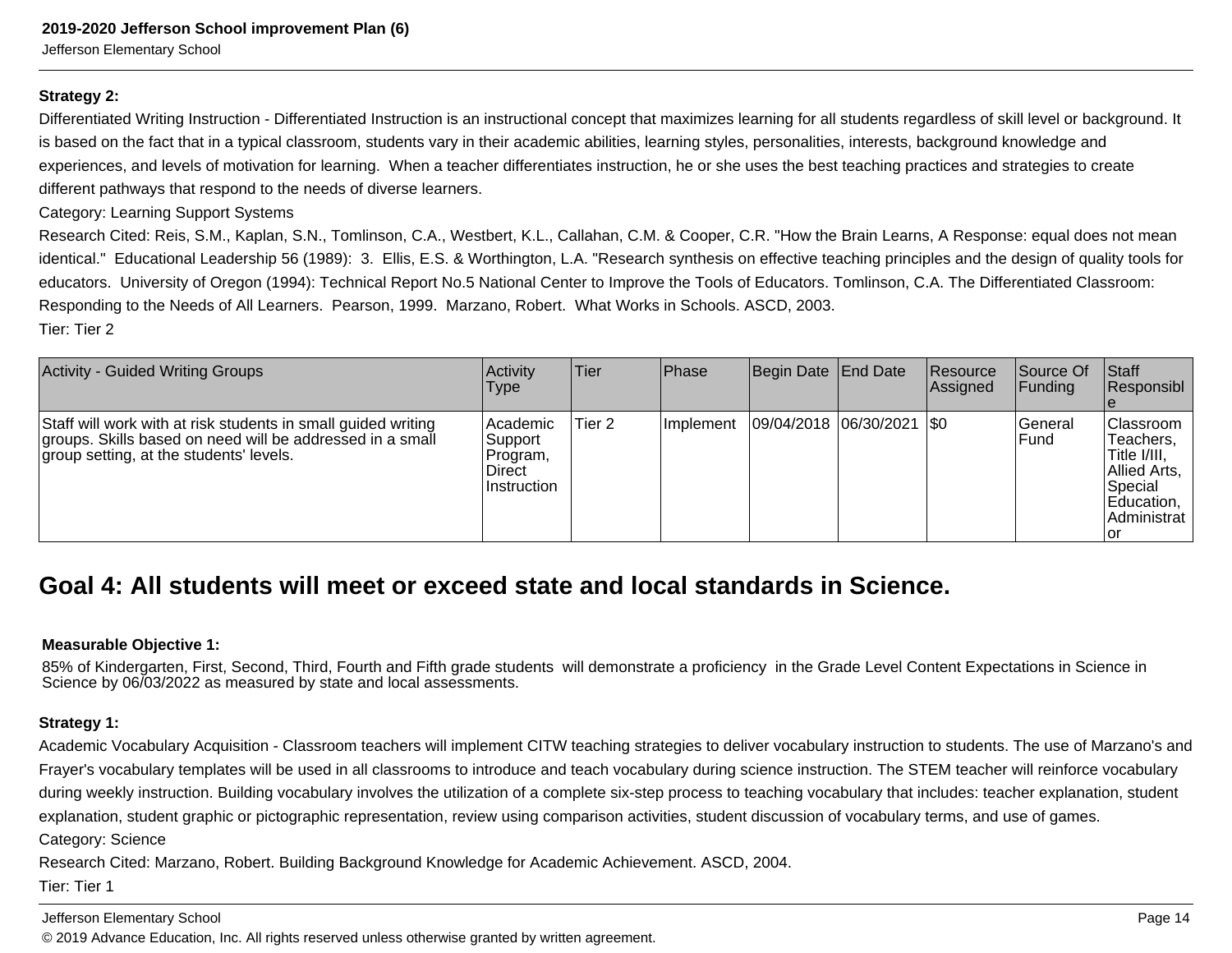**Strategy 2:**

Differentiated Writing Instruction - Differentiated Instruction is an instructional concept that maximizes learning for all students regardless of skill level or background. It is based on the fact that in a typical classroom, students vary in their academic abilities, learning styles, personalities, interests, background knowledge and experiences, and levels of motivation for learning.  When a teacher differentiates instruction, he or she uses the best teaching practices and strategies to create different pathways that respond to the needs of diverse learners.

Category: Learning Support Systems

Research Cited: Reis, S.M., Kaplan, S.N., Tomlinson, C.A., Westbert, K.L., Callahan, C.M. & Cooper, C.R. "How the Brain Learns, A Response: equal does not mean identical."  Educational Leadership 56 (1989):  3.  Ellis, E.S. & Worthington, L.A. "Research synthesis on effective teaching principles and the design of quality tools for educators.  University of Oregon (1994): Technical Report No.5 National Center to Improve the Tools of Educators. Tomlinson, C.A. The Differentiated Classroom: Responding to the Needs of All Learners.  Pearson, 1999.  Marzano, Robert.  What Works in Schools. ASCD, 2003.

Tier: Tier 2

| Activity - Guided Writing Groups | Activity Type | Tier | Phase | Begin Date | End Date | Resource Assigned | Source Of Funding | Staff Responsible |
|---|---|---|---|---|---|---|---|---|
| Staff will work with at risk students in small guided writing groups. Skills based on need will be addressed in a small group setting, at the students' levels. | Academic Support Program, Direct Instruction | Tier 2 | Implement | 09/04/2018 | 06/30/2021 | $0 | General Fund | Classroom Teachers, Title I/III, Allied Arts, Special Education, Administrator |

## Goal 4: All students will meet or exceed state and local standards in Science.

**Measurable Objective 1:**

85% of Kindergarten, First, Second, Third, Fourth and Fifth grade students  will demonstrate a proficiency  in the Grade Level Content Expectations in Science in Science by 06/03/2022 as measured by state and local assessments.

**Strategy 1:**

Academic Vocabulary Acquisition - Classroom teachers will implement CITW teaching strategies to deliver vocabulary instruction to students. The use of Marzano's and Frayer's vocabulary templates will be used in all classrooms to introduce and teach vocabulary during science instruction. The STEM teacher will reinforce vocabulary during weekly instruction. Building vocabulary involves the utilization of a complete six-step process to teaching vocabulary that includes: teacher explanation, student explanation, student graphic or pictographic representation, review using comparison activities, student discussion of vocabulary terms, and use of games.

Category: Science

Research Cited: Marzano, Robert. Building Background Knowledge for Academic Achievement. ASCD, 2004.

Tier: Tier 1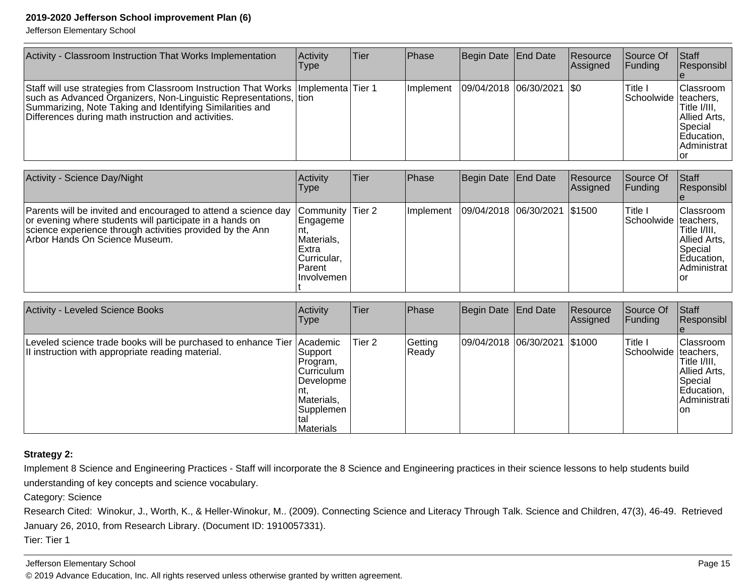| Activity - Classroom Instruction That Works Implementation | Activity Type | Tier | Phase | Begin Date | End Date | Resource Assigned | Source Of Funding | Staff Responsible |
|---|---|---|---|---|---|---|---|---|
| Staff will use strategies from Classroom Instruction That Works such as Advanced Organizers, Non-Linguistic Representations, Summarizing, Note Taking and Identifying Similarities and Differences during math instruction and activities. | Implementation | Tier 1 | Implement | 09/04/2018 | 06/30/2021 | $0 | Title I Schoolwide | Classroom teachers, Title I/III, Allied Arts, Special Education, Administrator |

| Activity - Science Day/Night | Activity Type | Tier | Phase | Begin Date | End Date | Resource Assigned | Source Of Funding | Staff Responsible |
|---|---|---|---|---|---|---|---|---|
| Parents will be invited and encouraged to attend a science day or evening where students will participate in a hands on science experience through activities provided by the Ann Arbor Hands On Science Museum. | Community Engagement, Materials, Extra Curricular, Parent Involvement | Tier 2 | Implement | 09/04/2018 | 06/30/2021 | $1500 | Title I Schoolwide | Classroom teachers, Title I/III, Allied Arts, Special Education, Administrator |

| Activity - Leveled Science Books | Activity Type | Tier | Phase | Begin Date | End Date | Resource Assigned | Source Of Funding | Staff Responsible |
|---|---|---|---|---|---|---|---|---|
| Leveled science trade books will be purchased to enhance Tier II instruction with appropriate reading material. | Academic Support Program, Curriculum Development, Materials, Supplemental Materials | Tier 2 | Getting Ready | 09/04/2018 | 06/30/2021 | $1000 | Title I Schoolwide | Classroom teachers, Title I/III, Allied Arts, Special Education, Administration |

**Strategy 2:**

Implement 8 Science and Engineering Practices - Staff will incorporate the 8 Science and Engineering practices in their science lessons to help students build understanding of key concepts and science vocabulary.

Category: Science

Research Cited: Winokur, J., Worth, K., & Heller-Winokur, M.. (2009). Connecting Science and Literacy Through Talk. Science and Children, 47(3), 46-49. Retrieved January 26, 2010, from Research Library. (Document ID: 1910057331).

Tier: Tier 1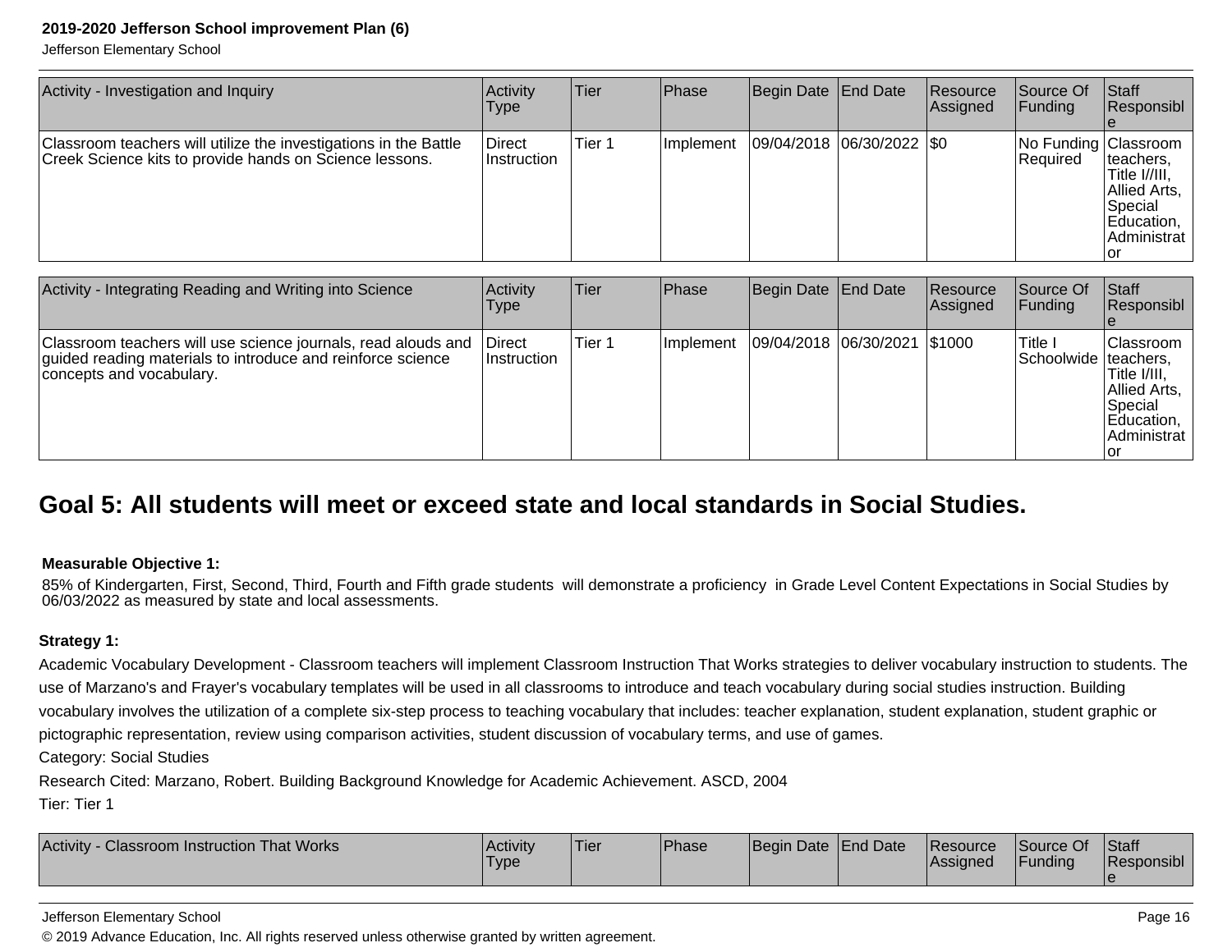| Activity - Investigation and Inquiry | Activity Type | Tier | Phase | Begin Date | End Date | Resource Assigned | Source Of Funding | Staff Responsible |
|---|---|---|---|---|---|---|---|---|
| Classroom teachers will utilize the investigations in the Battle Creek Science kits to provide hands on Science lessons. | Direct Instruction | Tier 1 | Implement | 09/04/2018 | 06/30/2022 | $0 | No Funding Required | Classroom teachers, Title I//III, Allied Arts, Special Education, Administrator |

| Activity - Integrating Reading and Writing into Science | Activity Type | Tier | Phase | Begin Date | End Date | Resource Assigned | Source Of Funding | Staff Responsible |
|---|---|---|---|---|---|---|---|---|
| Classroom teachers will use science journals, read alouds and guided reading materials to introduce and reinforce science concepts and vocabulary. | Direct Instruction | Tier 1 | Implement | 09/04/2018 | 06/30/2021 | $1000 | Title I Schoolwide | Classroom teachers, Title I/III, Allied Arts, Special Education, Administrator |

## Goal 5: All students will meet or exceed state and local standards in Social Studies.

**Measurable Objective 1:**

85% of Kindergarten, First, Second, Third, Fourth and Fifth grade students will demonstrate a proficiency in Grade Level Content Expectations in Social Studies by 06/03/2022 as measured by state and local assessments.

**Strategy 1:**

Academic Vocabulary Development - Classroom teachers will implement Classroom Instruction That Works strategies to deliver vocabulary instruction to students. The use of Marzano's and Frayer's vocabulary templates will be used in all classrooms to introduce and teach vocabulary during social studies instruction. Building vocabulary involves the utilization of a complete six-step process to teaching vocabulary that includes: teacher explanation, student explanation, student graphic or pictographic representation, review using comparison activities, student discussion of vocabulary terms, and use of games.

Category: Social Studies

Research Cited: Marzano, Robert. Building Background Knowledge for Academic Achievement. ASCD, 2004

Tier: Tier 1

| Activity - Classroom Instruction That Works | Activity Type | Tier | Phase | Begin Date | End Date | Resource Assigned | Source Of Funding | Staff Responsible |
|---|---|---|---|---|---|---|---|---|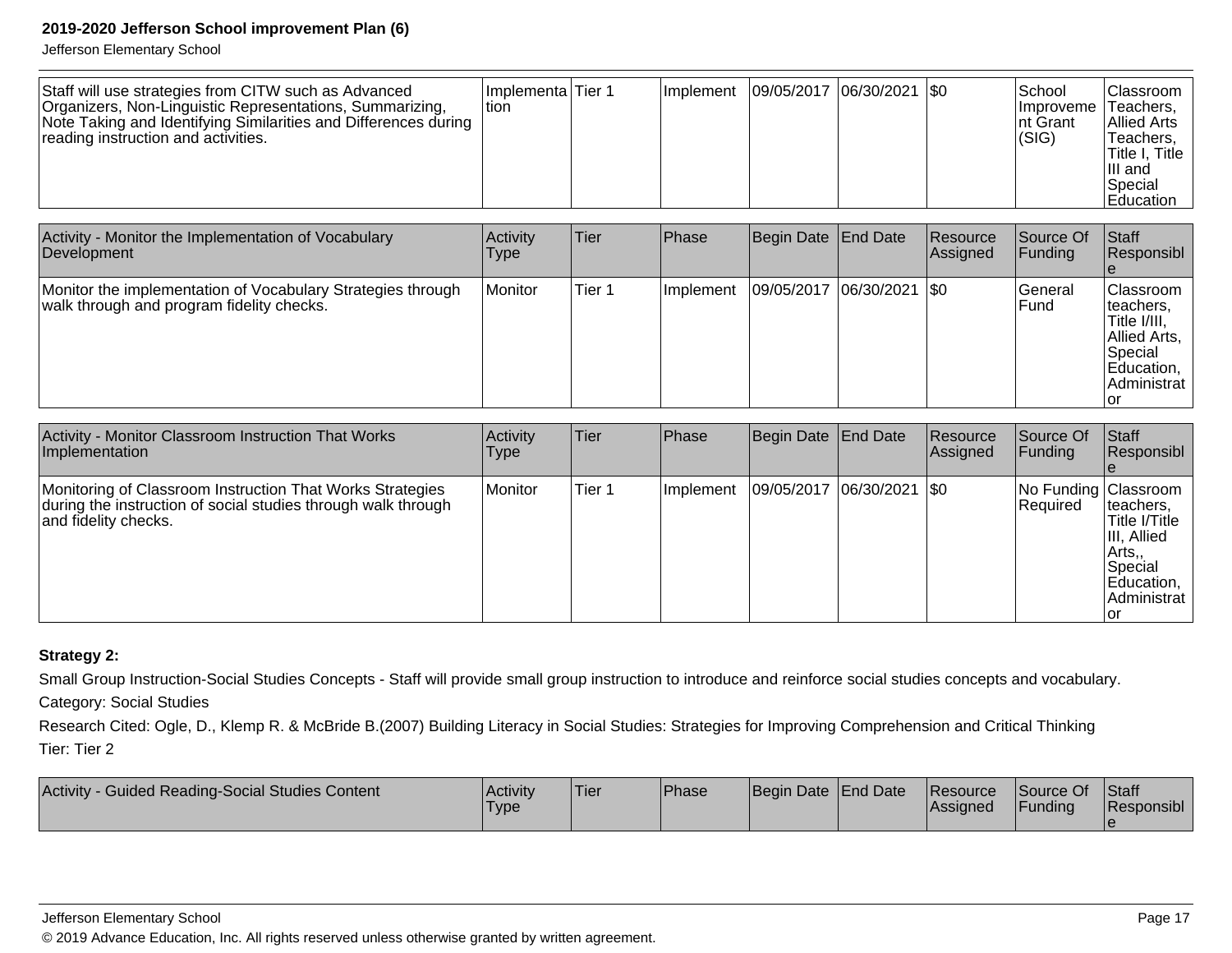| Staff will use strategies from CITW such as Advanced Organizers, Non-Linguistic Representations, Summarizing, Note Taking and Identifying Similarities and Differences during reading instruction and activities. | Implementation | Tier 1 | Implement | 09/05/2017 | 06/30/2021 | $0 | School Improvement Grant (SIG) | Classroom Teachers, Allied Arts Teachers, Title I, Title III and Special Education |
|---|---|---|---|---|---|---|---|---|

| Activity - Monitor the Implementation of Vocabulary Development | Activity Type | Tier | Phase | Begin Date | End Date | Resource Assigned | Source Of Funding | Staff Responsible |
|---|---|---|---|---|---|---|---|---|
| Monitor the implementation of Vocabulary Strategies through walk through and program fidelity checks. | Monitor | Tier 1 | Implement | 09/05/2017 | 06/30/2021 | $0 | General Fund | Classroom teachers, Title I/III, Allied Arts, Special Education, Administrator |

| Activity - Monitor Classroom Instruction That Works Implementation | Activity Type | Tier | Phase | Begin Date | End Date | Resource Assigned | Source Of Funding | Staff Responsible |
|---|---|---|---|---|---|---|---|---|
| Monitoring of Classroom Instruction That Works Strategies during the instruction of social studies through walk through and fidelity checks. | Monitor | Tier 1 | Implement | 09/05/2017 | 06/30/2021 | $0 | No Funding Required | Classroom teachers, Title I/Title III, Allied Arts,, Special Education, Administrator |

**Strategy 2:**

Small Group Instruction-Social Studies Concepts - Staff will provide small group instruction to introduce and reinforce social studies concepts and vocabulary.

Category: Social Studies

Research Cited: Ogle, D., Klemp R. & McBride B.(2007) Building Literacy in Social Studies: Strategies for Improving Comprehension and Critical Thinking

Tier: Tier 2

| Activity - Guided Reading-Social Studies Content | Activity Type | Tier | Phase | Begin Date | End Date | Resource Assigned | Source Of Funding | Staff Responsible |
|---|---|---|---|---|---|---|---|---|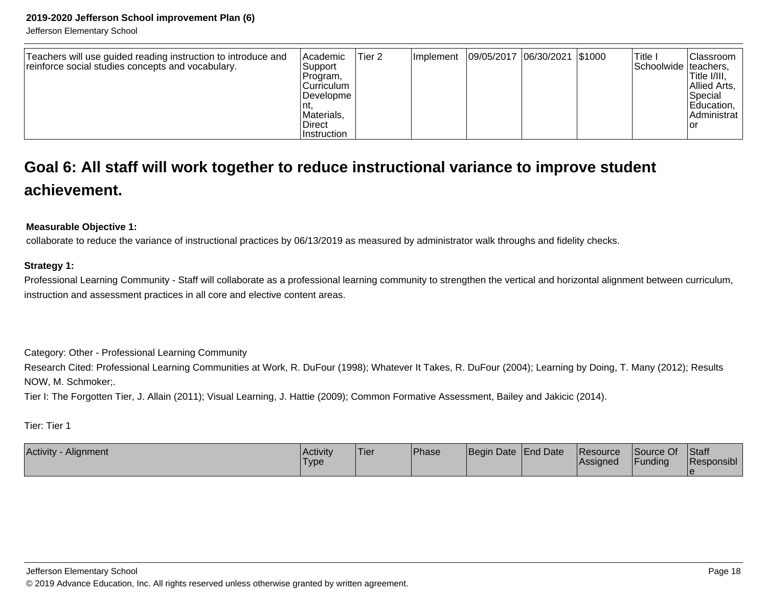| Teachers will use guided reading instruction to introduce and reinforce social studies concepts and vocabulary. | Academic Support Program, Curriculum Development, Materials, Direct Instruction | Tier 2 | Implement | 09/05/2017 | 06/30/2021 | $1000 | Title I Schoolwide | Classroom teachers, Title I/III, Allied Arts, Special Education, Administrator |
|---|---|---|---|---|---|---|---|---|

## Goal 6: All staff will work together to reduce instructional variance to improve student achievement.

**Measurable Objective 1:**

collaborate to reduce the variance of instructional practices by 06/13/2019 as measured by administrator walk throughs and fidelity checks.

**Strategy 1:**

Professional Learning Community - Staff will collaborate as a professional learning community to strengthen the vertical and horizontal alignment between curriculum, instruction and assessment practices in all core and elective content areas.

Category: Other - Professional Learning Community

Research Cited: Professional Learning Communities at Work, R. DuFour (1998); Whatever It Takes, R. DuFour (2004); Learning by Doing, T. Many (2012); Results NOW, M. Schmoker;.

Tier I: The Forgotten Tier, J. Allain (2011); Visual Learning, J. Hattie (2009); Common Formative Assessment, Bailey and Jakicic (2014).

Tier: Tier 1

| Activity - Alignment | Activity Type | Tier | Phase | Begin Date | End Date | Resource Assigned | Source Of Funding | Staff Responsible |
|---|---|---|---|---|---|---|---|---|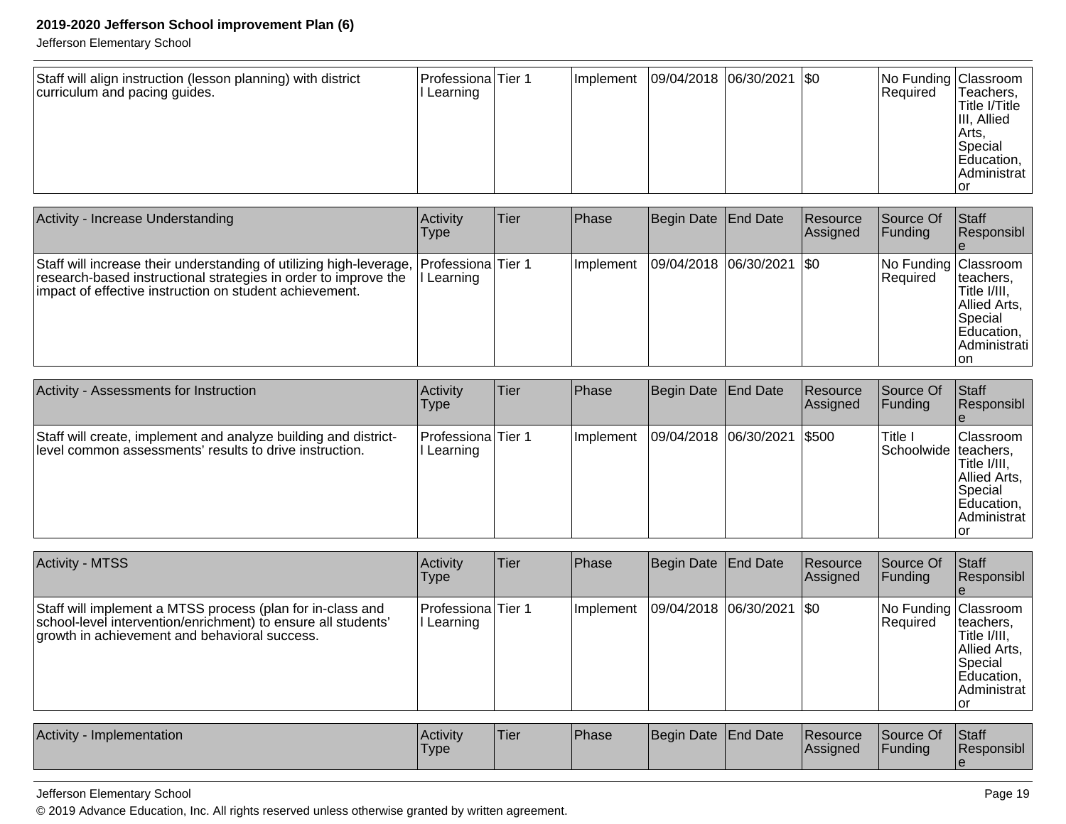| Staff will align instruction (lesson planning) with district curriculum and pacing guides. | Professional Learning | Tier 1 | Implement | 09/04/2018 | 06/30/2021 | $0 | No Funding Required | Classroom Teachers, Title I/Title III, Allied Arts, Special Education, Administrator |
|---|---|---|---|---|---|---|---|---|

| Activity - Increase Understanding | Activity Type | Tier | Phase | Begin Date | End Date | Resource Assigned | Source Of Funding | Staff Responsible |
|---|---|---|---|---|---|---|---|---|
| Staff will increase their understanding of utilizing high-leverage, research-based instructional strategies in order to improve the impact of effective instruction on student achievement. | Professional Learning | Tier 1 | Implement | 09/04/2018 | 06/30/2021 | $0 | No Funding Required | Classroom teachers, Title I/III, Allied Arts, Special Education, Administration |

| Activity - Assessments for Instruction | Activity Type | Tier | Phase | Begin Date | End Date | Resource Assigned | Source Of Funding | Staff Responsible |
|---|---|---|---|---|---|---|---|---|
| Staff will create, implement and analyze building and district-level common assessments' results to drive instruction. | Professional Learning | Tier 1 | Implement | 09/04/2018 | 06/30/2021 | $500 | Title I Schoolwide | Classroom teachers, Title I/III, Allied Arts, Special Education, Administrator |

| Activity - MTSS | Activity Type | Tier | Phase | Begin Date | End Date | Resource Assigned | Source Of Funding | Staff Responsible |
|---|---|---|---|---|---|---|---|---|
| Staff will implement a MTSS process (plan for in-class and school-level intervention/enrichment) to ensure all students' growth in achievement and behavioral success. | Professional Learning | Tier 1 | Implement | 09/04/2018 | 06/30/2021 | $0 | No Funding Required | Classroom teachers, Title I/III, Allied Arts, Special Education, Administrator |

| Activity - Implementation | Activity Type | Tier | Phase | Begin Date | End Date | Resource Assigned | Source Of Funding | Staff Responsible |
|---|---|---|---|---|---|---|---|---|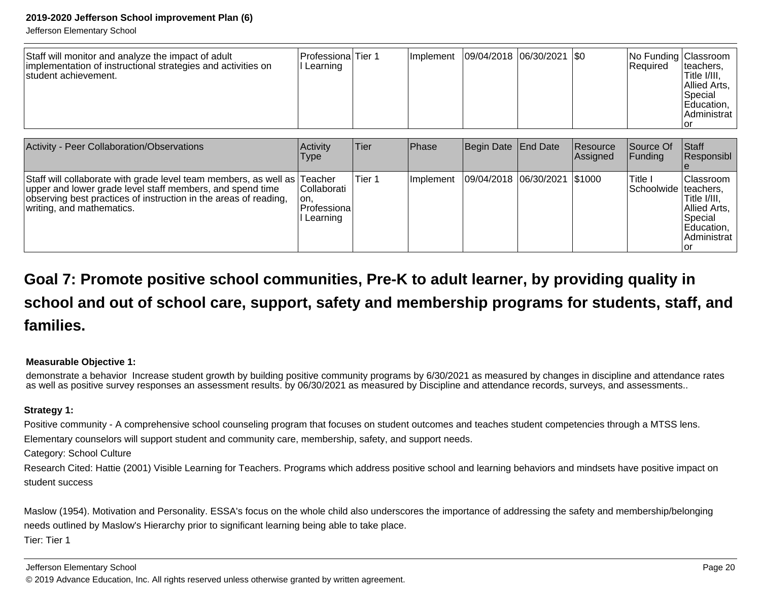| Staff will monitor and analyze the impact of adult implementation of instructional strategies and activities on student achievement. | Professional Learning | Tier 1 | Implement | 09/04/2018 | 06/30/2021 | $0 | No Funding Required | Classroom teachers, Title I/III, Allied Arts, Special Education, Administrator |
|---|---|---|---|---|---|---|---|---|

| Activity - Peer Collaboration/Observations | Activity Type | Tier | Phase | Begin Date | End Date | Resource Assigned | Source Of Funding | Staff Responsible |
|---|---|---|---|---|---|---|---|---|
| Staff will collaborate with grade level team members, as well as upper and lower grade level staff members, and spend time observing best practices of instruction in the areas of reading, writing, and mathematics. | Teacher Collaboration, Professional Learning | Tier 1 | Implement | 09/04/2018 | 06/30/2021 | $1000 | Title I Schoolwide | Classroom teachers, Title I/III, Allied Arts, Special Education, Administrator |

## Goal 7: Promote positive school communities, Pre-K to adult learner, by providing quality in school and out of school care, support, safety and membership programs for students, staff, and families.

**Measurable Objective 1:**

demonstrate a behavior Increase student growth by building positive community programs by 6/30/2021 as measured by changes in discipline and attendance rates as well as positive survey responses an assessment results. by 06/30/2021 as measured by Discipline and attendance records, surveys, and assessments..

**Strategy 1:**

Positive community - A comprehensive school counseling program that focuses on student outcomes and teaches student competencies through a MTSS lens. Elementary counselors will support student and community care, membership, safety, and support needs.

Category: School Culture

Research Cited: Hattie (2001) Visible Learning for Teachers. Programs which address positive school and learning behaviors and mindsets have positive impact on student success

Maslow (1954). Motivation and Personality. ESSA's focus on the whole child also underscores the importance of addressing the safety and membership/belonging needs outlined by Maslow's Hierarchy prior to significant learning being able to take place.

Tier: Tier 1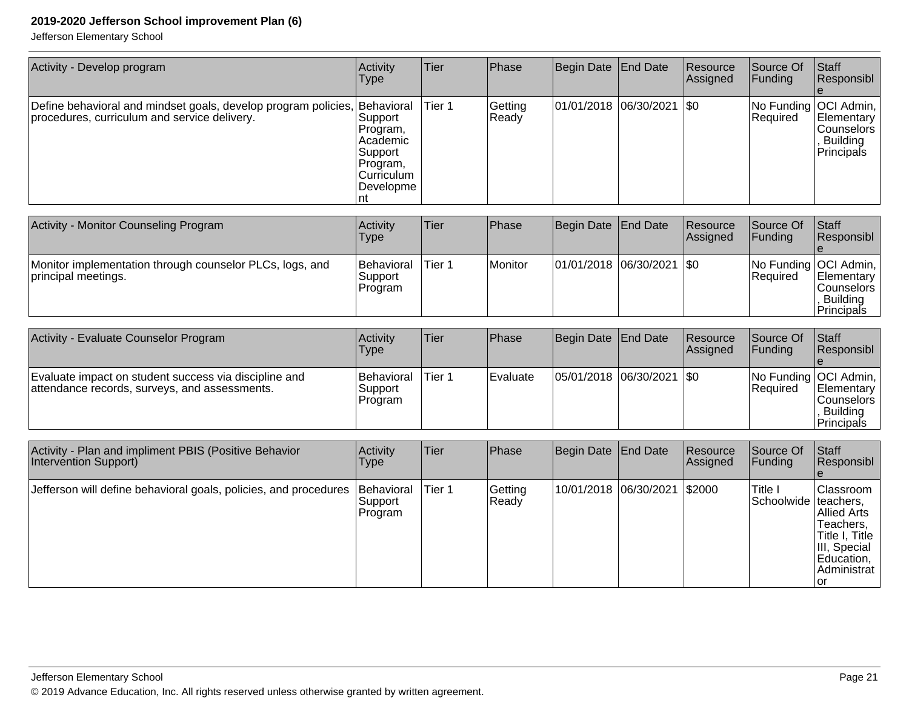| Activity - Develop program | Activity Type | Tier | Phase | Begin Date | End Date | Resource Assigned | Source Of Funding | Staff Responsible |
|---|---|---|---|---|---|---|---|---|
| Define behavioral and mindset goals, develop program policies, procedures, curriculum and service delivery. | Behavioral Support Program, Academic Support Program, Curriculum Development | Tier 1 | Getting Ready | 01/01/2018 | 06/30/2021 | $0 | No Funding Required | OCI Admin, Elementary Counselors, Building Principals |

| Activity - Monitor Counseling Program | Activity Type | Tier | Phase | Begin Date | End Date | Resource Assigned | Source Of Funding | Staff Responsible |
|---|---|---|---|---|---|---|---|---|
| Monitor implementation through counselor PLCs, logs, and principal meetings. | Behavioral Support Program | Tier 1 | Monitor | 01/01/2018 | 06/30/2021 | $0 | No Funding Required | OCI Admin, Elementary Counselors, Building Principals |

| Activity - Evaluate Counselor Program | Activity Type | Tier | Phase | Begin Date | End Date | Resource Assigned | Source Of Funding | Staff Responsible |
|---|---|---|---|---|---|---|---|---|
| Evaluate impact on student success via discipline and attendance records, surveys, and assessments. | Behavioral Support Program | Tier 1 | Evaluate | 05/01/2018 | 06/30/2021 | $0 | No Funding Required | OCI Admin, Elementary Counselors, Building Principals |

| Activity - Plan and impliment PBIS (Positive Behavior Intervention Support) | Activity Type | Tier | Phase | Begin Date | End Date | Resource Assigned | Source Of Funding | Staff Responsible |
|---|---|---|---|---|---|---|---|---|
| Jefferson will define behavioral goals, policies, and procedures | Behavioral Support Program | Tier 1 | Getting Ready | 10/01/2018 | 06/30/2021 | $2000 | Title I Schoolwide | Classroom teachers, Allied Arts Teachers, Title I, Title III, Special Education, Administrator |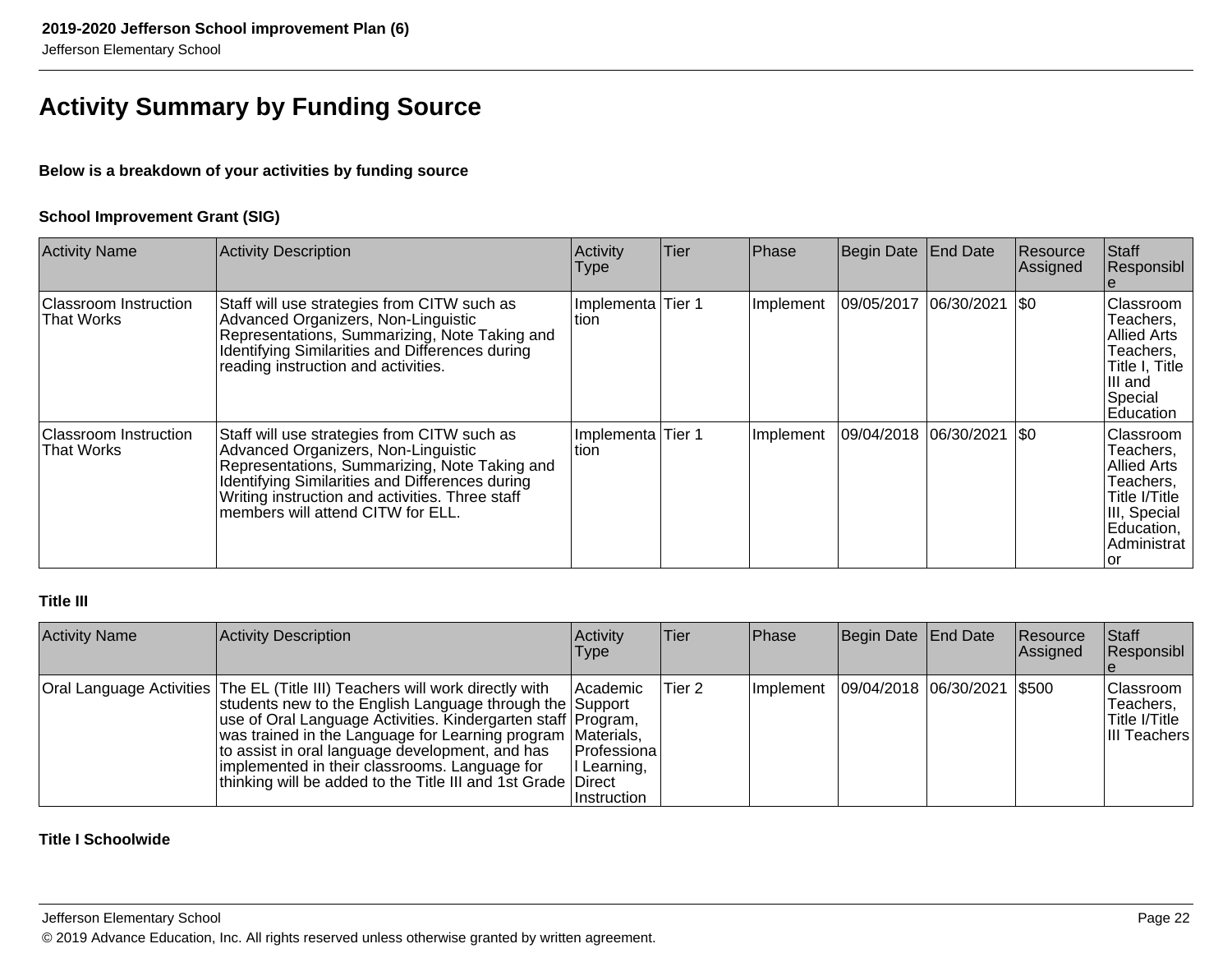# Activity Summary by Funding Source

**Below is a breakdown of your activities by funding source**

**School Improvement Grant (SIG)**

| Activity Name | Activity Description | Activity Type | Tier | Phase | Begin Date | End Date | Resource Assigned | Staff Responsible |
|---|---|---|---|---|---|---|---|---|
| Classroom Instruction That Works | Staff will use strategies from CITW such as Advanced Organizers, Non-Linguistic Representations, Summarizing, Note Taking and Identifying Similarities and Differences during reading instruction and activities. | Implementation | Tier 1 | Implement | 09/05/2017 | 06/30/2021 | $0 | Classroom Teachers, Allied Arts Teachers, Title I, Title III and Special Education |
| Classroom Instruction That Works | Staff will use strategies from CITW such as Advanced Organizers, Non-Linguistic Representations, Summarizing, Note Taking and Identifying Similarities and Differences during Writing instruction and activities. Three staff members will attend CITW for ELL. | Implementation | Tier 1 | Implement | 09/04/2018 | 06/30/2021 | $0 | Classroom Teachers, Allied Arts Teachers, Title I/Title III, Special Education, Administrator |

**Title III**

| Activity Name | Activity Description | Activity Type | Tier | Phase | Begin Date | End Date | Resource Assigned | Staff Responsible |
|---|---|---|---|---|---|---|---|---|
| Oral Language Activities | The EL (Title III) Teachers will work directly with students new to the English Language through the use of Oral Language Activities. Kindergarten staff was trained in the Language for Learning program to assist in oral language development, and has implemented in their classrooms. Language for thinking will be added to the Title III and 1st Grade | Academic Support Program, Materials, Professional Learning, Direct Instruction | Tier 2 | Implement | 09/04/2018 | 06/30/2021 | $500 | Classroom Teachers, Title I/Title III Teachers |

**Title I Schoolwide**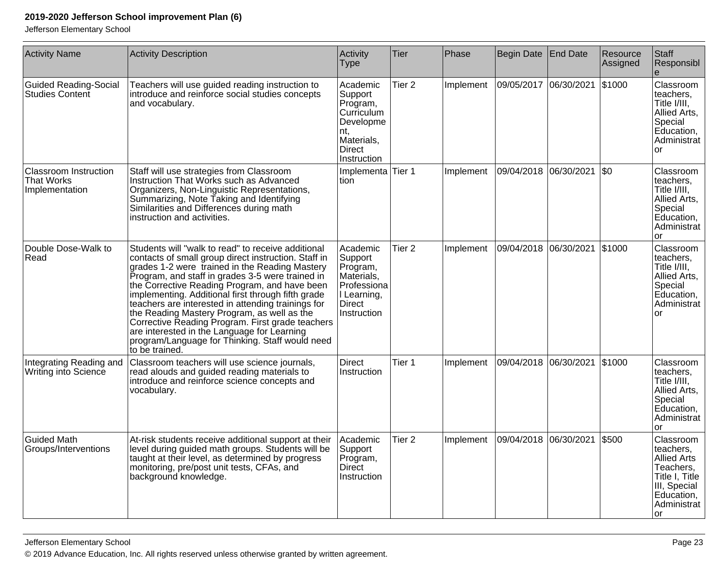| Activity Name | Activity Description | Activity Type | Tier | Phase | Begin Date | End Date | Resource Assigned | Staff Responsible |
|---|---|---|---|---|---|---|---|---|
| Guided Reading-Social Studies Content | Teachers will use guided reading instruction to introduce and reinforce social studies concepts and vocabulary. | Academic Support Program, Curriculum Development, Materials, Direct Instruction | Tier 2 | Implement | 09/05/2017 | 06/30/2021 | $1000 | Classroom teachers, Title I/III, Allied Arts, Special Education, Administrator |
| Classroom Instruction That Works Implementation | Staff will use strategies from Classroom Instruction That Works such as Advanced Organizers, Non-Linguistic Representations, Summarizing, Note Taking and Identifying Similarities and Differences during math instruction and activities. | Implementation | Tier 1 | Implement | 09/04/2018 | 06/30/2021 | $0 | Classroom teachers, Title I/III, Allied Arts, Special Education, Administrator |
| Double Dose-Walk to Read | Students will "walk to read" to receive additional contacts of small group direct instruction. Staff in grades 1-2 were trained in the Reading Mastery Program, and staff in grades 3-5 were trained in the Corrective Reading Program, and have been implementing. Additional first through fifth grade teachers are interested in attending trainings for the Reading Mastery Program, as well as the Corrective Reading Program. First grade teachers are interested in the Language for Learning program/Language for Thinking. Staff would need to be trained. | Academic Support Program, Materials, Professional Learning, Direct Instruction | Tier 2 | Implement | 09/04/2018 | 06/30/2021 | $1000 | Classroom teachers, Title I/III, Allied Arts, Special Education, Administrator |
| Integrating Reading and Writing into Science | Classroom teachers will use science journals, read alouds and guided reading materials to introduce and reinforce science concepts and vocabulary. | Direct Instruction | Tier 1 | Implement | 09/04/2018 | 06/30/2021 | $1000 | Classroom teachers, Title I/III, Allied Arts, Special Education, Administrator |
| Guided Math Groups/Interventions | At-risk students receive additional support at their level during guided math groups. Students will be taught at their level, as determined by progress monitoring, pre/post unit tests, CFAs, and background knowledge. | Academic Support Program, Direct Instruction | Tier 2 | Implement | 09/04/2018 | 06/30/2021 | $500 | Classroom teachers, Allied Arts Teachers, Title I, Title III, Special Education, Administrator |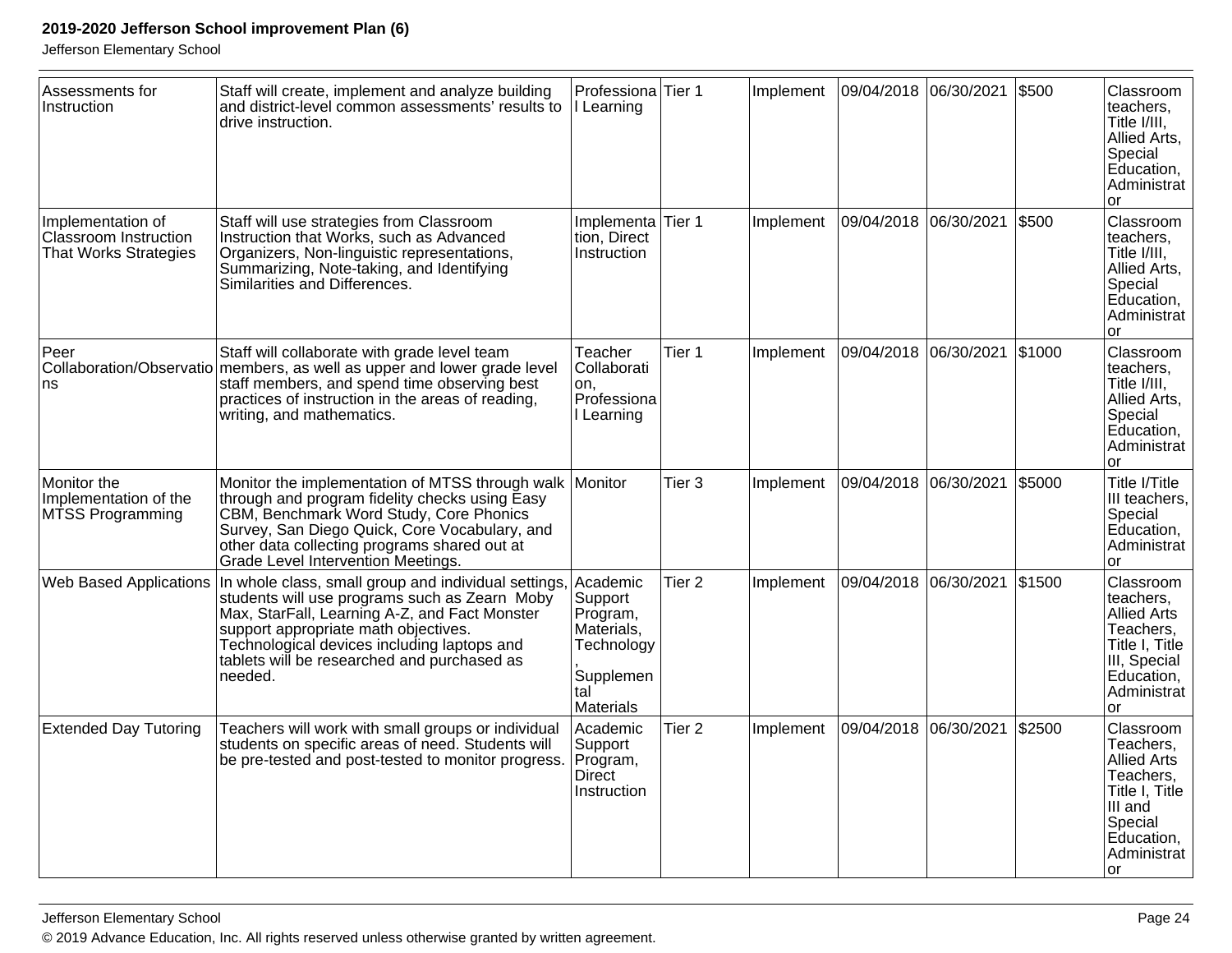| Assessments for Instruction | Staff will create, implement and analyze building and district-level common assessments' results to drive instruction. | Professional Learning | Tier 1 | Implement | 09/04/2018 | 06/30/2021 | $500 | Classroom teachers, Title I/III, Allied Arts, Special Education, Administrator |
|---|---|---|---|---|---|---|---|---|
| Implementation of Classroom Instruction That Works Strategies | Staff will use strategies from Classroom Instruction that Works, such as Advanced Organizers, Non-linguistic representations, Summarizing, Note-taking, and Identifying Similarities and Differences. | Implementation, Direct Instruction | Tier 1 | Implement | 09/04/2018 | 06/30/2021 | $500 | Classroom teachers, Title I/III, Allied Arts, Special Education, Administrator |
| Peer Collaboration/Observations | Staff will collaborate with grade level team members, as well as upper and lower grade level staff members, and spend time observing best practices of instruction in the areas of reading, writing, and mathematics. | Teacher Collaboration, Professional Learning | Tier 1 | Implement | 09/04/2018 | 06/30/2021 | $1000 | Classroom teachers, Title I/III, Allied Arts, Special Education, Administrator |
| Monitor the Implementation of the MTSS Programming | Monitor the implementation of MTSS through walk through and program fidelity checks using Easy CBM, Benchmark Word Study, Core Phonics Survey, San Diego Quick, Core Vocabulary, and other data collecting programs shared out at Grade Level Intervention Meetings. | Monitor | Tier 3 | Implement | 09/04/2018 | 06/30/2021 | $5000 | Title I/Title III teachers, Special Education, Administrator |
| Web Based Applications | In whole class, small group and individual settings, students will use programs such as Zearn Moby Max, StarFall, Learning A-Z, and Fact Monster support appropriate math objectives. Technological devices including laptops and tablets will be researched and purchased as needed. | Academic Support Program, Materials, Technology, Supplemental Materials | Tier 2 | Implement | 09/04/2018 | 06/30/2021 | $1500 | Classroom teachers, Allied Arts Teachers, Title I, Title III, Special Education, Administrator |
| Extended Day Tutoring | Teachers will work with small groups or individual students on specific areas of need. Students will be pre-tested and post-tested to monitor progress. | Academic Support Program, Direct Instruction | Tier 2 | Implement | 09/04/2018 | 06/30/2021 | $2500 | Classroom Teachers, Allied Arts Teachers, Title I, Title III and Special Education, Administrator |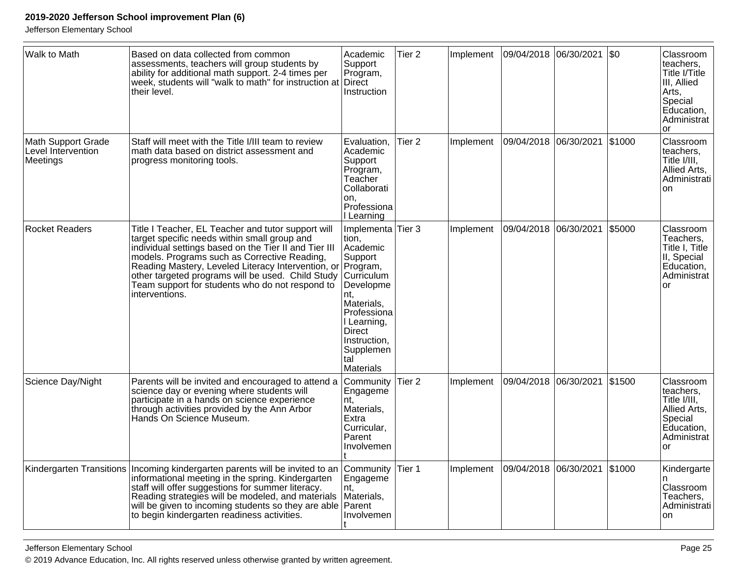| Walk to Math | Based on data collected from common assessments, teachers will group students by ability for additional math support. 2-4 times per week, students will "walk to math" for instruction at their level. | Academic Support Program, Direct Instruction | Tier 2 | Implement | 09/04/2018 | 06/30/2021 | $0 | Classroom teachers, Title I/Title III, Allied Arts, Special Education, Administrator |
|---|---|---|---|---|---|---|---|---|
| Math Support Grade Level Intervention Meetings | Staff will meet with the Title I/III team to review math data based on district assessment and progress monitoring tools. | Evaluation, Academic Support Program, Teacher Collaboration, Professional Learning | Tier 2 | Implement | 09/04/2018 | 06/30/2021 | $1000 | Classroom teachers, Title I/III, Allied Arts, Administration |
| Rocket Readers | Title I Teacher, EL Teacher and tutor support will target specific needs within small group and individual settings based on the Tier II and Tier III models. Programs such as Corrective Reading, Reading Mastery, Leveled Literacy Intervention, or other targeted programs will be used. Child Study Team support for students who do not respond to interventions. | Implementation, Academic Support Program, Curriculum Development, Materials, Professional Learning, Direct Instruction, Supplemental Materials | Tier 3 | Implement | 09/04/2018 | 06/30/2021 | $5000 | Classroom Teachers, Title I, Title II, Special Education, Administrator |
| Science Day/Night | Parents will be invited and encouraged to attend a science day or evening where students will participate in a hands on science experience through activities provided by the Ann Arbor Hands On Science Museum. | Community Engagement, Materials, Extra Curricular, Parent Involvement | Tier 2 | Implement | 09/04/2018 | 06/30/2021 | $1500 | Classroom teachers, Title I/III, Allied Arts, Special Education, Administrator |
| Kindergarten Transitions | Incoming kindergarten parents will be invited to an informational meeting in the spring. Kindergarten staff will offer suggestions for summer literacy. Reading strategies will be modeled, and materials will be given to incoming students so they are able to begin kindergarten readiness activities. | Community Engagement, Materials, Parent Involvement | Tier 1 | Implement | 09/04/2018 | 06/30/2021 | $1000 | Kindergarten Classroom Teachers, Administration |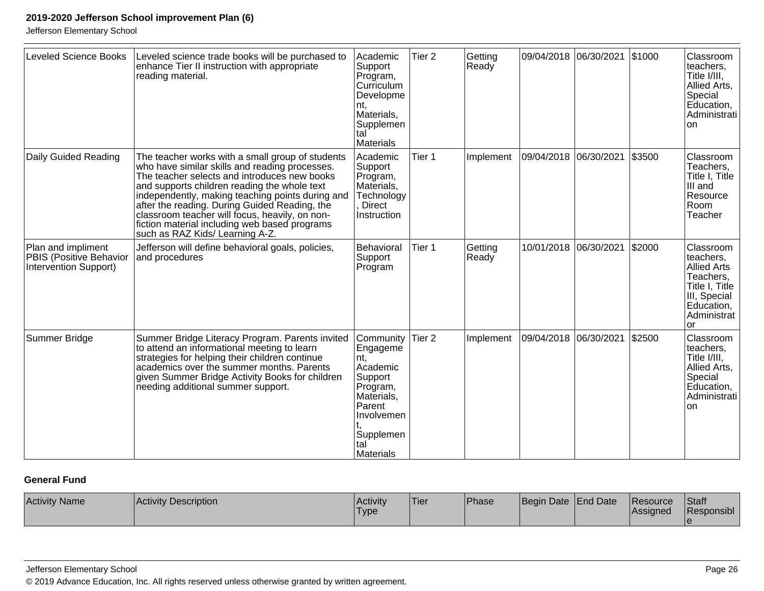| Leveled Science Books | Leveled science trade books will be purchased to enhance Tier II instruction with appropriate reading material. | Academic Support Program, Curriculum Development, Materials, Supplemental Materials | Tier 2 | Getting Ready | 09/04/2018 | 06/30/2021 | $1000 | Classroom teachers, Title I/III, Allied Arts, Special Education, Administration |
|---|---|---|---|---|---|---|---|---|
| Daily Guided Reading | The teacher works with a small group of students who have similar skills and reading processes. The teacher selects and introduces new books and supports children reading the whole text independently, making teaching points during and after the reading. During Guided Reading, the classroom teacher will focus, heavily, on non-fiction material including web based programs such as RAZ Kids/ Learning A-Z. | Academic Support Program, Materials, Technology, Direct Instruction | Tier 1 | Implement | 09/04/2018 | 06/30/2021 | $3500 | Classroom Teachers, Title I, Title III and Resource Room Teacher |
| Plan and impliment PBIS (Positive Behavior Intervention Support) | Jefferson will define behavioral goals, policies, and procedures | Behavioral Support Program | Tier 1 | Getting Ready | 10/01/2018 | 06/30/2021 | $2000 | Classroom teachers, Allied Arts Teachers, Title I, Title III, Special Education, Administrator |
| Summer Bridge | Summer Bridge Literacy Program. Parents invited to attend an informational meeting to learn strategies for helping their children continue academics over the summer months. Parents given Summer Bridge Activity Books for children needing additional summer support. | Community Engagement, Academic Support Program, Materials, Parent Involvement, Supplemental Materials | Tier 2 | Implement | 09/04/2018 | 06/30/2021 | $2500 | Classroom teachers, Title I/III, Allied Arts, Special Education, Administration |

**General Fund**

| Activity Name | Activity Description | Activity Type | Tier | Phase | Begin Date | End Date | Resource Assigned | Staff Responsible |
|---|---|---|---|---|---|---|---|---|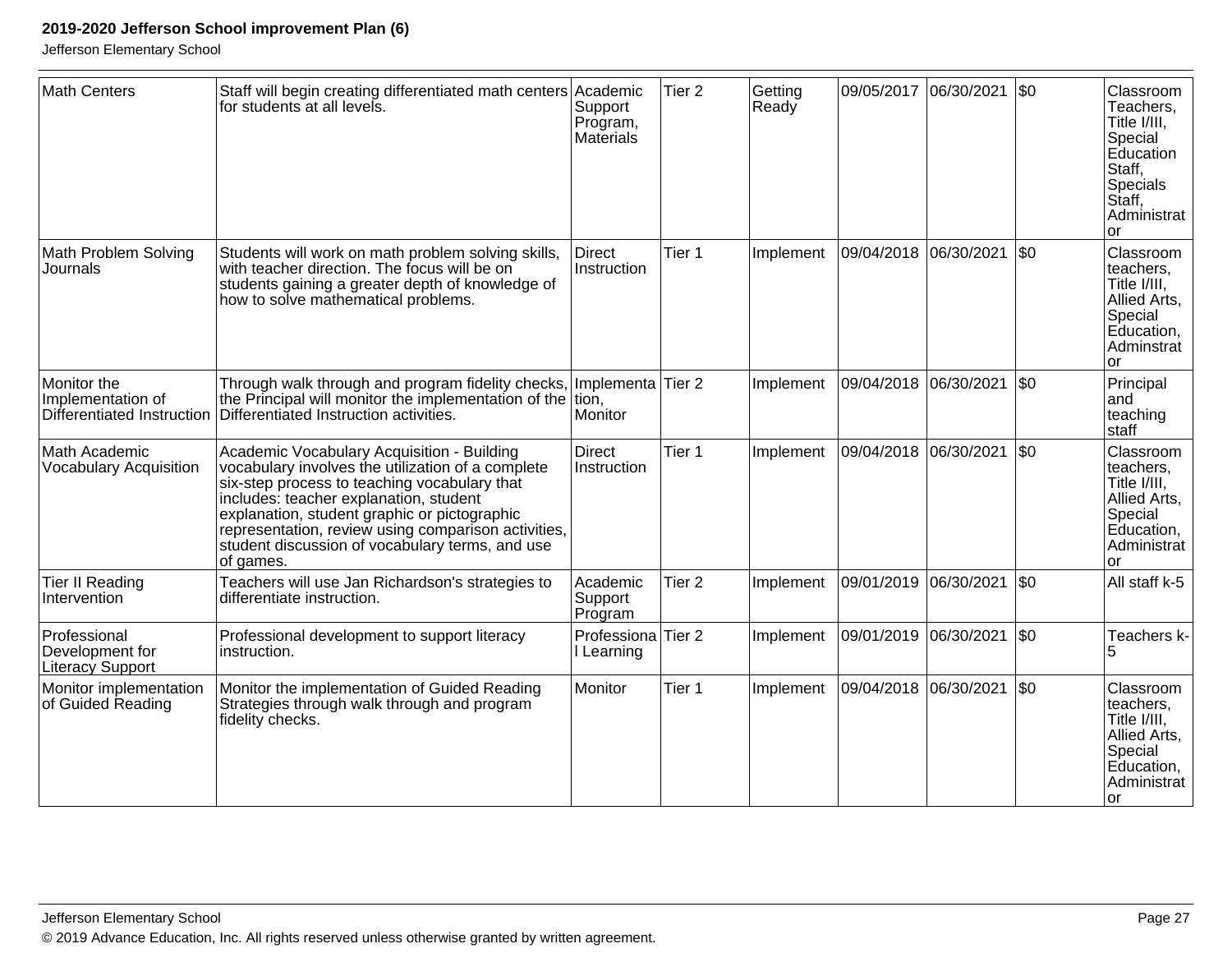| Math Centers | Staff will begin creating differentiated math centers for students at all levels. | Academic Support Program, Materials | Tier 2 | Getting Ready | 09/05/2017 | 06/30/2021 | $0 | Classroom Teachers, Title I/III, Special Education Staff, Specials Staff, Administrator |
|---|---|---|---|---|---|---|---|---|
| Math Problem Solving Journals | Students will work on math problem solving skills, with teacher direction. The focus will be on students gaining a greater depth of knowledge of how to solve mathematical problems. | Direct Instruction | Tier 1 | Implement | 09/04/2018 | 06/30/2021 | $0 | Classroom teachers, Title I/III, Allied Arts, Special Education, Adminstrator |
| Monitor the Implementation of Differentiated Instruction | Through walk through and program fidelity checks, the Principal will monitor the implementation of the Differentiated Instruction activities. | Implementation, Monitor | Tier 2 | Implement | 09/04/2018 | 06/30/2021 | $0 | Principal and teaching staff |
| Math Academic Vocabulary Acquisition | Academic Vocabulary Acquisition - Building vocabulary involves the utilization of a complete six-step process to teaching vocabulary that includes: teacher explanation, student explanation, student graphic or pictographic representation, review using comparison activities, student discussion of vocabulary terms, and use of games. | Direct Instruction | Tier 1 | Implement | 09/04/2018 | 06/30/2021 | $0 | Classroom teachers, Title I/III, Allied Arts, Special Education, Administrator |
| Tier II Reading Intervention | Teachers will use Jan Richardson's strategies to differentiate instruction. | Academic Support Program | Tier 2 | Implement | 09/01/2019 | 06/30/2021 | $0 | All staff k-5 |
| Professional Development for Literacy Support | Professional development to support literacy instruction. | Professional Learning | Tier 2 | Implement | 09/01/2019 | 06/30/2021 | $0 | Teachers k-5 |
| Monitor implementation of Guided Reading | Monitor the implementation of Guided Reading Strategies through walk through and program fidelity checks. | Monitor | Tier 1 | Implement | 09/04/2018 | 06/30/2021 | $0 | Classroom teachers, Title I/III, Allied Arts, Special Education, Administrator |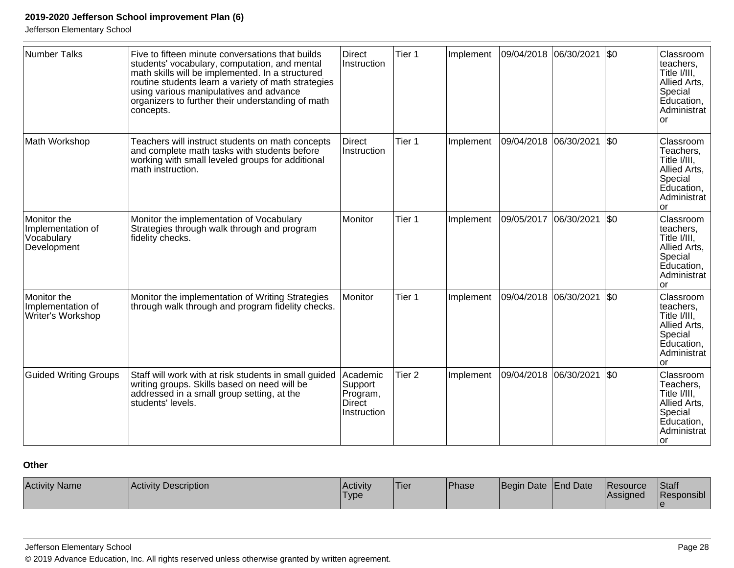| Number Talks | Five to fifteen minute conversations that builds students' vocabulary, computation, and mental math skills will be implemented. In a structured routine students learn a variety of math strategies using various manipulatives and advance organizers to further their understanding of math concepts. | Direct Instruction | Tier 1 | Implement | 09/04/2018 | 06/30/2021 | $0 | Classroom teachers, Title I/III, Allied Arts, Special Education, Administrator |
|---|---|---|---|---|---|---|---|---|
| Math Workshop | Teachers will instruct students on math concepts and complete math tasks with students before working with small leveled groups for additional math instruction. | Direct Instruction | Tier 1 | Implement | 09/04/2018 | 06/30/2021 | $0 | Classroom Teachers, Title I/III, Allied Arts, Special Education, Administrator |
| Monitor the Implementation of Vocabulary Development | Monitor the implementation of Vocabulary Strategies through walk through and program fidelity checks. | Monitor | Tier 1 | Implement | 09/05/2017 | 06/30/2021 | $0 | Classroom teachers, Title I/III, Allied Arts, Special Education, Administrator |
| Monitor the Implementation of Writer's Workshop | Monitor the implementation of Writing Strategies through walk through and program fidelity checks. | Monitor | Tier 1 | Implement | 09/04/2018 | 06/30/2021 | $0 | Classroom teachers, Title I/III, Allied Arts, Special Education, Administrator |
| Guided Writing Groups | Staff will work with at risk students in small guided writing groups. Skills based on need will be addressed in a small group setting, at the students' levels. | Academic Support Program, Direct Instruction | Tier 2 | Implement | 09/04/2018 | 06/30/2021 | $0 | Classroom Teachers, Title I/III, Allied Arts, Special Education, Administrator |

**Other**

| Activity Name | Activity Description | Activity Type | Tier | Phase | Begin Date | End Date | Resource Assigned | Staff Responsible |
|---|---|---|---|---|---|---|---|---|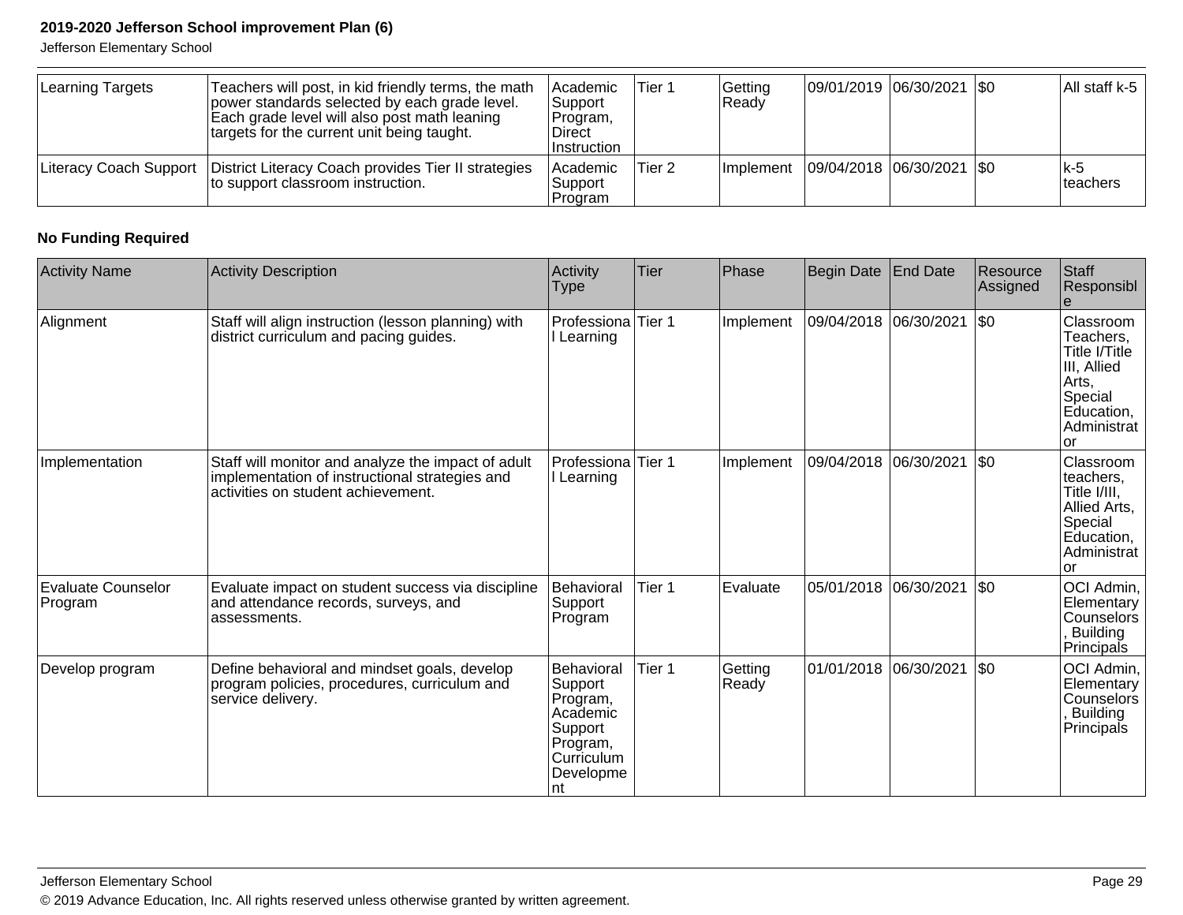| Learning Targets | Teachers will post, in kid friendly terms, the math power standards selected by each grade level. Each grade level will also post math leaning targets for the current unit being taught. | Academic Support Program, Direct Instruction | Tier 1 | Getting Ready | 09/01/2019 | 06/30/2021 | $0 | All staff k-5 |
|---|---|---|---|---|---|---|---|---|
| Literacy Coach Support | District Literacy Coach provides Tier II strategies to support classroom instruction. | Academic Support Program | Tier 2 | Implement | 09/04/2018 | 06/30/2021 | $0 | k-5 teachers |

**No Funding Required**

| Activity Name | Activity Description | Activity Type | Tier | Phase | Begin Date | End Date | Resource Assigned | Staff Responsible |
|---|---|---|---|---|---|---|---|---|
| Alignment | Staff will align instruction (lesson planning) with district curriculum and pacing guides. | Professional Learning | Tier 1 | Implement | 09/04/2018 | 06/30/2021 | $0 | Classroom Teachers, Title I/Title III, Allied Arts, Special Education, Administrator |
| Implementation | Staff will monitor and analyze the impact of adult implementation of instructional strategies and activities on student achievement. | Professional Learning | Tier 1 | Implement | 09/04/2018 | 06/30/2021 | $0 | Classroom teachers, Title I/III, Allied Arts, Special Education, Administrator |
| Evaluate Counselor Program | Evaluate impact on student success via discipline and attendance records, surveys, and assessments. | Behavioral Support Program | Tier 1 | Evaluate | 05/01/2018 | 06/30/2021 | $0 | OCI Admin, Elementary Counselors, Building Principals |
| Develop program | Define behavioral and mindset goals, develop program policies, procedures, curriculum and service delivery. | Behavioral Support Program, Academic Support Program, Curriculum Development | Tier 1 | Getting Ready | 01/01/2018 | 06/30/2021 | $0 | OCI Admin, Elementary Counselors, Building Principals |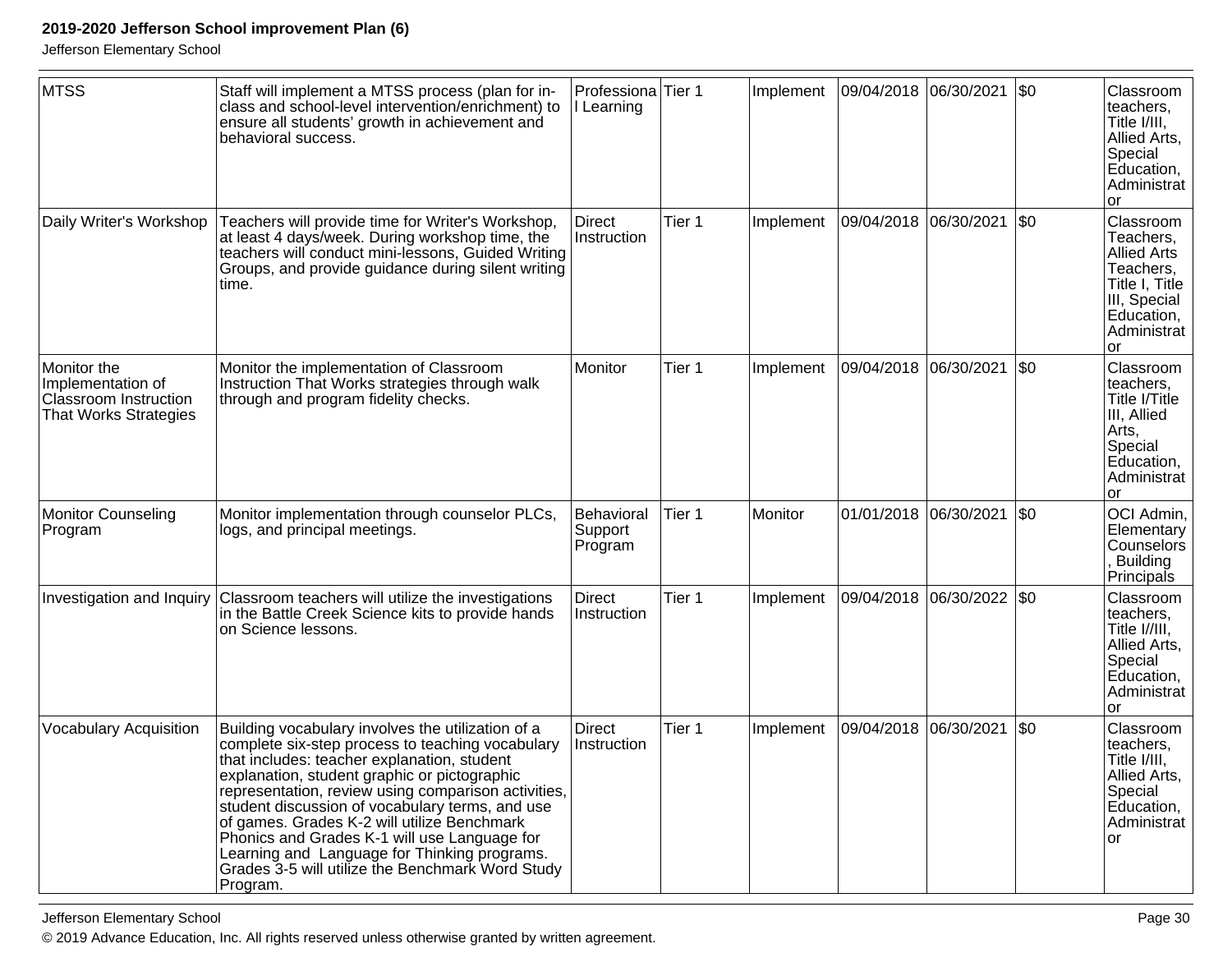| MTSS | Staff will implement a MTSS process (plan for in-class and school-level intervention/enrichment) to ensure all students' growth in achievement and behavioral success. | Professional Learning | Tier 1 | Implement | 09/04/2018 | 06/30/2021 | $0 | Classroom teachers, Title I/III, Allied Arts, Special Education, Administrator |
|---|---|---|---|---|---|---|---|---|
| Daily Writer's Workshop | Teachers will provide time for Writer's Workshop, at least 4 days/week. During workshop time, the teachers will conduct mini-lessons, Guided Writing Groups, and provide guidance during silent writing time. | Direct Instruction | Tier 1 | Implement | 09/04/2018 | 06/30/2021 | $0 | Classroom Teachers, Allied Arts Teachers, Title I, Title III, Special Education, Administrator |
| Monitor the Implementation of Classroom Instruction That Works Strategies | Monitor the implementation of Classroom Instruction That Works strategies through walk through and program fidelity checks. | Monitor | Tier 1 | Implement | 09/04/2018 | 06/30/2021 | $0 | Classroom teachers, Title I/Title III, Allied Arts, Special Education, Administrator |
| Monitor Counseling Program | Monitor implementation through counselor PLCs, logs, and principal meetings. | Behavioral Support Program | Tier 1 | Monitor | 01/01/2018 | 06/30/2021 | $0 | OCI Admin, Elementary Counselors, Building Principals |
| Investigation and Inquiry | Classroom teachers will utilize the investigations in the Battle Creek Science kits to provide hands on Science lessons. | Direct Instruction | Tier 1 | Implement | 09/04/2018 | 06/30/2022 | $0 | Classroom teachers, Title I//III, Allied Arts, Special Education, Administrator |
| Vocabulary Acquisition | Building vocabulary involves the utilization of a complete six-step process to teaching vocabulary that includes: teacher explanation, student explanation, student graphic or pictographic representation, review using comparison activities, student discussion of vocabulary terms, and use of games. Grades K-2 will utilize Benchmark Phonics and Grades K-1 will use Language for Learning and Language for Thinking programs. Grades 3-5 will utilize the Benchmark Word Study Program. | Direct Instruction | Tier 1 | Implement | 09/04/2018 | 06/30/2021 | $0 | Classroom teachers, Title I/III, Allied Arts, Special Education, Administrator |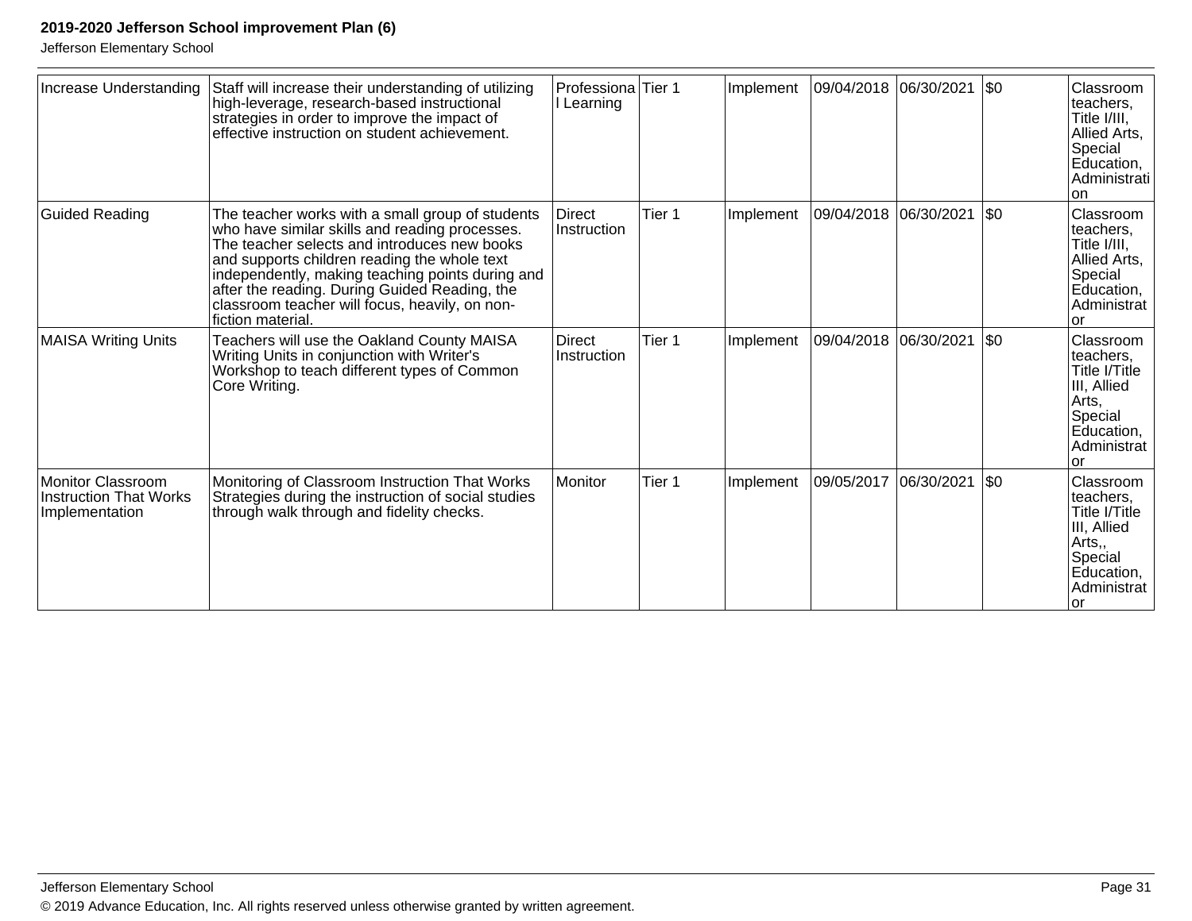| | | | | | | | | |
|---|---|---|---|---|---|---|---|---|
| Increase Understanding | Staff will increase their understanding of utilizing high-leverage, research-based instructional strategies in order to improve the impact of effective instruction on student achievement. | Professional Learning | Tier 1 | Implement | 09/04/2018 | 06/30/2021 | $0 | Classroom teachers, Title I/III, Allied Arts, Special Education, Administration |
| Guided Reading | The teacher works with a small group of students who have similar skills and reading processes. The teacher selects and introduces new books and supports children reading the whole text independently, making teaching points during and after the reading. During Guided Reading, the classroom teacher will focus, heavily, on non-fiction material. | Direct Instruction | Tier 1 | Implement | 09/04/2018 | 06/30/2021 | $0 | Classroom teachers, Title I/III, Allied Arts, Special Education, Administrator |
| MAISA Writing Units | Teachers will use the Oakland County MAISA Writing Units in conjunction with Writer's Workshop to teach different types of Common Core Writing. | Direct Instruction | Tier 1 | Implement | 09/04/2018 | 06/30/2021 | $0 | Classroom teachers, Title I/Title III, Allied Arts, Special Education, Administrator |
| Monitor Classroom Instruction That Works Implementation | Monitoring of Classroom Instruction That Works Strategies during the instruction of social studies through walk through and fidelity checks. | Monitor | Tier 1 | Implement | 09/05/2017 | 06/30/2021 | $0 | Classroom teachers, Title I/Title III, Allied Arts,, Special Education, Administrator |